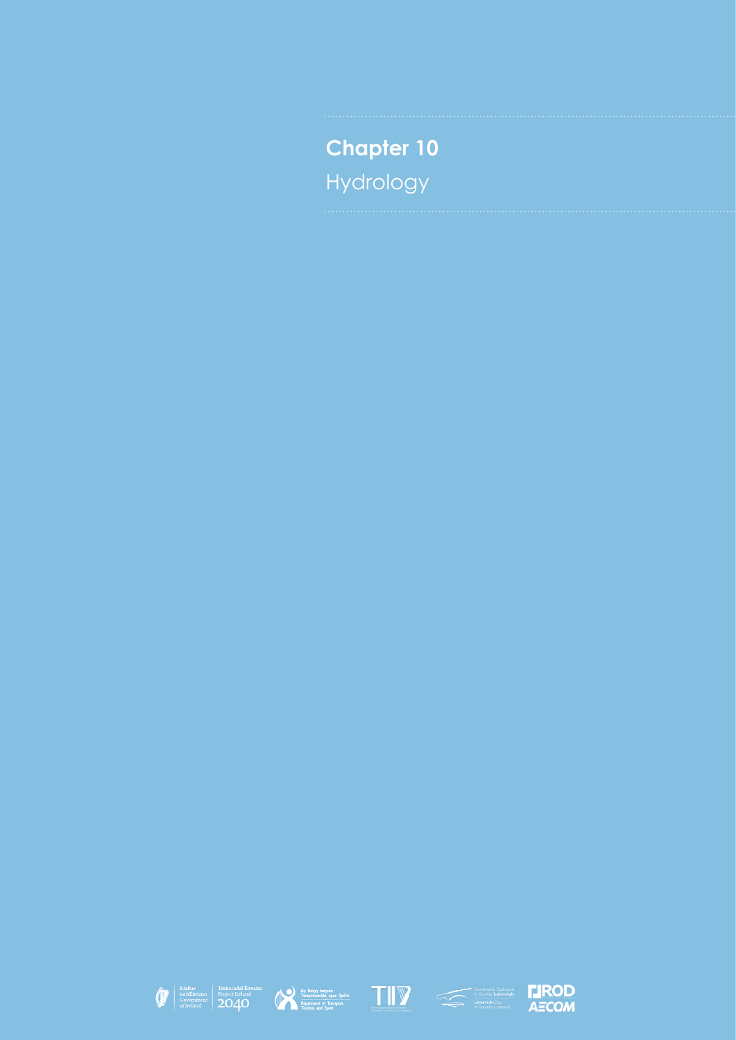# Chapter 10

Hydrology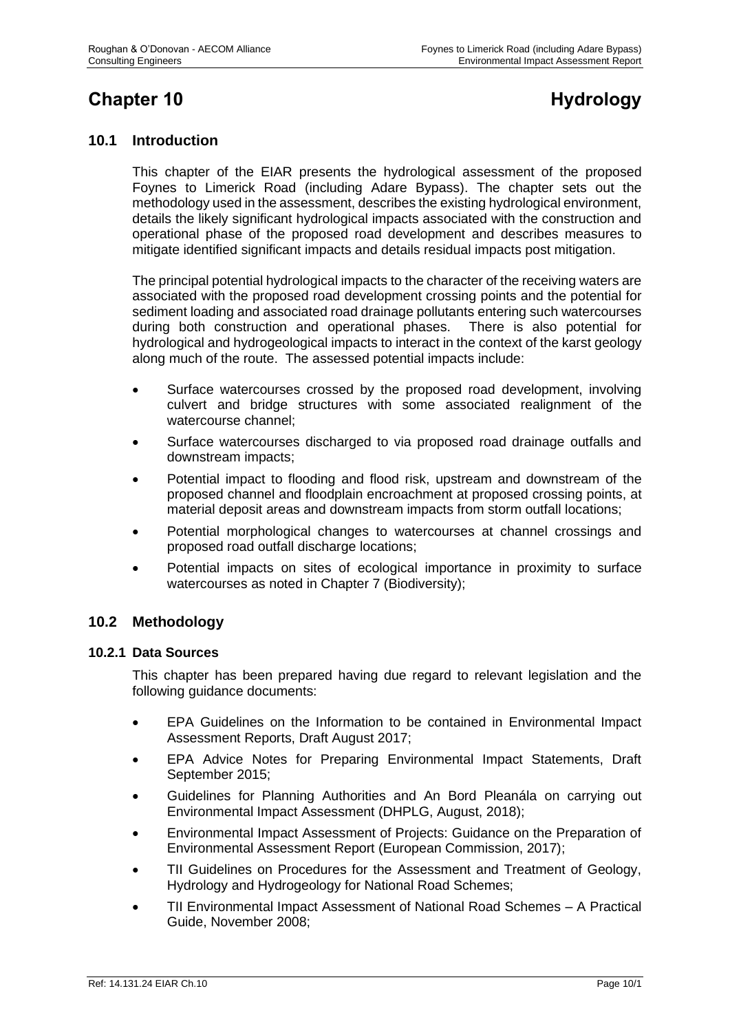# Chapter 10 Hydrology

## 10.1 Introduction

This chapter of the EIAR presents the hydrological assessment of the proposed Foynes to Limerick Road (including Adare Bypass). The chapter sets out the methodology used in the assessment, describes the existing hydrological environment, details the likely significant hydrological impacts associated with the construction and operational phase of the proposed road development and describes measures to mitigate identified significant impacts and details residual impacts post mitigation.

The principal potential hydrological impacts to the character of the receiving waters are associated with the proposed road development crossing points and the potential for sediment loading and associated road drainage pollutants entering such watercourses during both construction and operational phases. There is also potential for hydrological and hydrogeological impacts to interact in the context of the karst geology along much of the route. The assessed potential impacts include:

- Surface watercourses crossed by the proposed road development, involving culvert and bridge structures with some associated realignment of the watercourse channel;
- Surface watercourses discharged to via proposed road drainage outfalls and downstream impacts;
- Potential impact to flooding and flood risk, upstream and downstream of the proposed channel and floodplain encroachment at proposed crossing points, at material deposit areas and downstream impacts from storm outfall locations;
- Potential morphological changes to watercourses at channel crossings and proposed road outfall discharge locations;
- Potential impacts on sites of ecological importance in proximity to surface watercourses as noted in Chapter 7 (Biodiversity);

## 10.2 Methodology

### 10.2.1 Data Sources

This chapter has been prepared having due regard to relevant legislation and the following guidance documents:

- EPA Guidelines on the Information to be contained in Environmental Impact Assessment Reports, Draft August 2017;
- EPA Advice Notes for Preparing Environmental Impact Statements, Draft September 2015;
- Guidelines for Planning Authorities and An Bord Pleanála on carrying out Environmental Impact Assessment (DHPLG, August, 2018);
- Environmental Impact Assessment of Projects: Guidance on the Preparation of Environmental Assessment Report (European Commission, 2017);
- TII Guidelines on Procedures for the Assessment and Treatment of Geology, Hydrology and Hydrogeology for National Road Schemes;
- TII Environmental Impact Assessment of National Road Schemes – A Practical Guide, November 2008;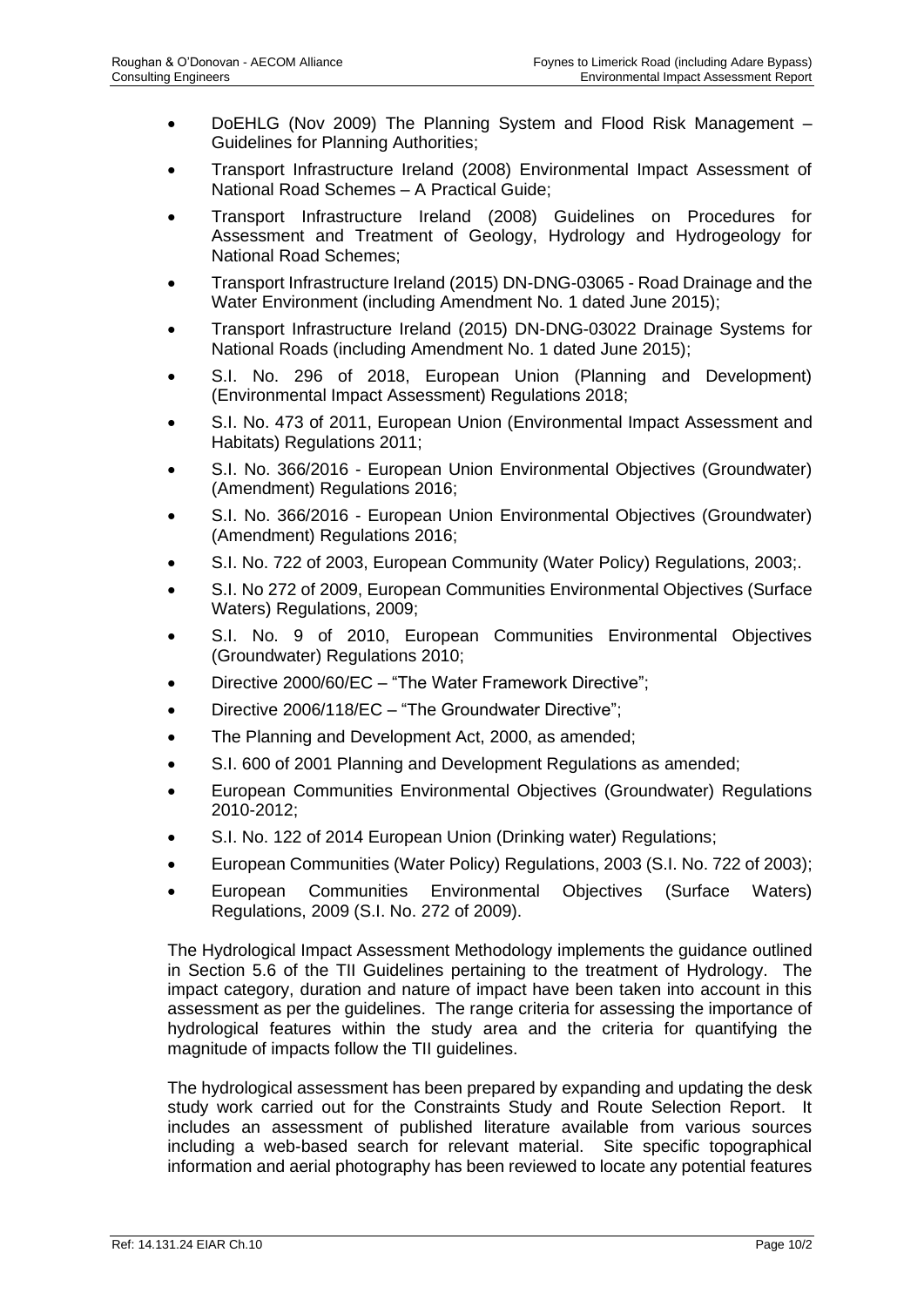- DoEHLG (Nov 2009) The Planning System and Flood Risk Management – Guidelines for Planning Authorities;
- Transport Infrastructure Ireland (2008) Environmental Impact Assessment of National Road Schemes – A Practical Guide;
- Transport Infrastructure Ireland (2008) Guidelines on Procedures for Assessment and Treatment of Geology, Hydrology and Hydrogeology for National Road Schemes;
- Transport Infrastructure Ireland (2015) DN-DNG-03065 - Road Drainage and the Water Environment (including Amendment No. 1 dated June 2015);
- Transport Infrastructure Ireland (2015) DN-DNG-03022 Drainage Systems for National Roads (including Amendment No. 1 dated June 2015);
- S.I. No. 296 of 2018, European Union (Planning and Development) (Environmental Impact Assessment) Regulations 2018;
- S.I. No. 473 of 2011, European Union (Environmental Impact Assessment and Habitats) Regulations 2011;
- S.I. No. 366/2016 - European Union Environmental Objectives (Groundwater) (Amendment) Regulations 2016;
- S.I. No. 366/2016 - European Union Environmental Objectives (Groundwater) (Amendment) Regulations 2016;
- S.I. No. 722 of 2003, European Community (Water Policy) Regulations, 2003;.
- S.I. No 272 of 2009, European Communities Environmental Objectives (Surface Waters) Regulations, 2009;
- S.I. No. 9 of 2010, European Communities Environmental Objectives (Groundwater) Regulations 2010;
- Directive 2000/60/EC – "The Water Framework Directive";
- Directive 2006/118/EC – "The Groundwater Directive";
- The Planning and Development Act, 2000, as amended;
- S.I. 600 of 2001 Planning and Development Regulations as amended;
- European Communities Environmental Objectives (Groundwater) Regulations 2010-2012;
- S.I. No. 122 of 2014 European Union (Drinking water) Regulations;
- European Communities (Water Policy) Regulations, 2003 (S.I. No. 722 of 2003);
- European Communities Environmental Objectives (Surface Waters) Regulations, 2009 (S.I. No. 272 of 2009).

The Hydrological Impact Assessment Methodology implements the guidance outlined in Section 5.6 of the TII Guidelines pertaining to the treatment of Hydrology. The impact category, duration and nature of impact have been taken into account in this assessment as per the guidelines. The range criteria for assessing the importance of hydrological features within the study area and the criteria for quantifying the magnitude of impacts follow the TII guidelines.

The hydrological assessment has been prepared by expanding and updating the desk study work carried out for the Constraints Study and Route Selection Report. It includes an assessment of published literature available from various sources including a web-based search for relevant material. Site specific topographical information and aerial photography has been reviewed to locate any potential features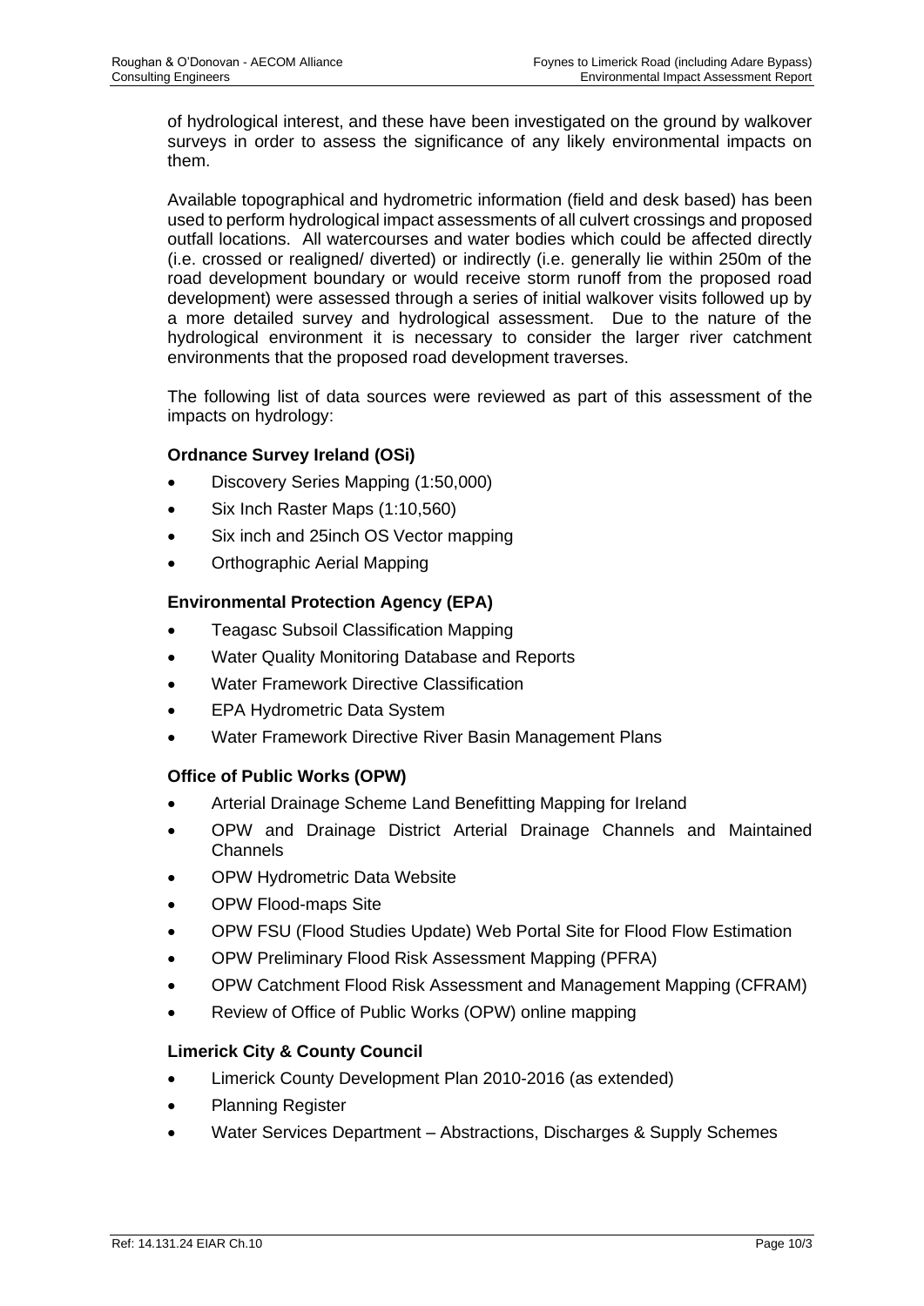of hydrological interest, and these have been investigated on the ground by walkover surveys in order to assess the significance of any likely environmental impacts on them.

Available topographical and hydrometric information (field and desk based) has been used to perform hydrological impact assessments of all culvert crossings and proposed outfall locations. All watercourses and water bodies which could be affected directly (i.e. crossed or realigned/ diverted) or indirectly (i.e. generally lie within 250m of the road development boundary or would receive storm runoff from the proposed road development) were assessed through a series of initial walkover visits followed up by a more detailed survey and hydrological assessment. Due to the nature of the hydrological environment it is necessary to consider the larger river catchment environments that the proposed road development traverses.

The following list of data sources were reviewed as part of this assessment of the impacts on hydrology:

**Ordnance Survey Ireland (OSi)**

- Discovery Series Mapping (1:50,000)
- Six Inch Raster Maps (1:10,560)
- Six inch and 25inch OS Vector mapping
- Orthographic Aerial Mapping

**Environmental Protection Agency (EPA)**

- Teagasc Subsoil Classification Mapping
- Water Quality Monitoring Database and Reports
- Water Framework Directive Classification
- EPA Hydrometric Data System
- Water Framework Directive River Basin Management Plans

**Office of Public Works (OPW)**

- Arterial Drainage Scheme Land Benefitting Mapping for Ireland
- OPW and Drainage District Arterial Drainage Channels and Maintained Channels
- OPW Hydrometric Data Website
- OPW Flood-maps Site
- OPW FSU (Flood Studies Update) Web Portal Site for Flood Flow Estimation
- OPW Preliminary Flood Risk Assessment Mapping (PFRA)
- OPW Catchment Flood Risk Assessment and Management Mapping (CFRAM)
- Review of Office of Public Works (OPW) online mapping

**Limerick City & County Council**

- Limerick County Development Plan 2010-2016 (as extended)
- Planning Register
- Water Services Department – Abstractions, Discharges & Supply Schemes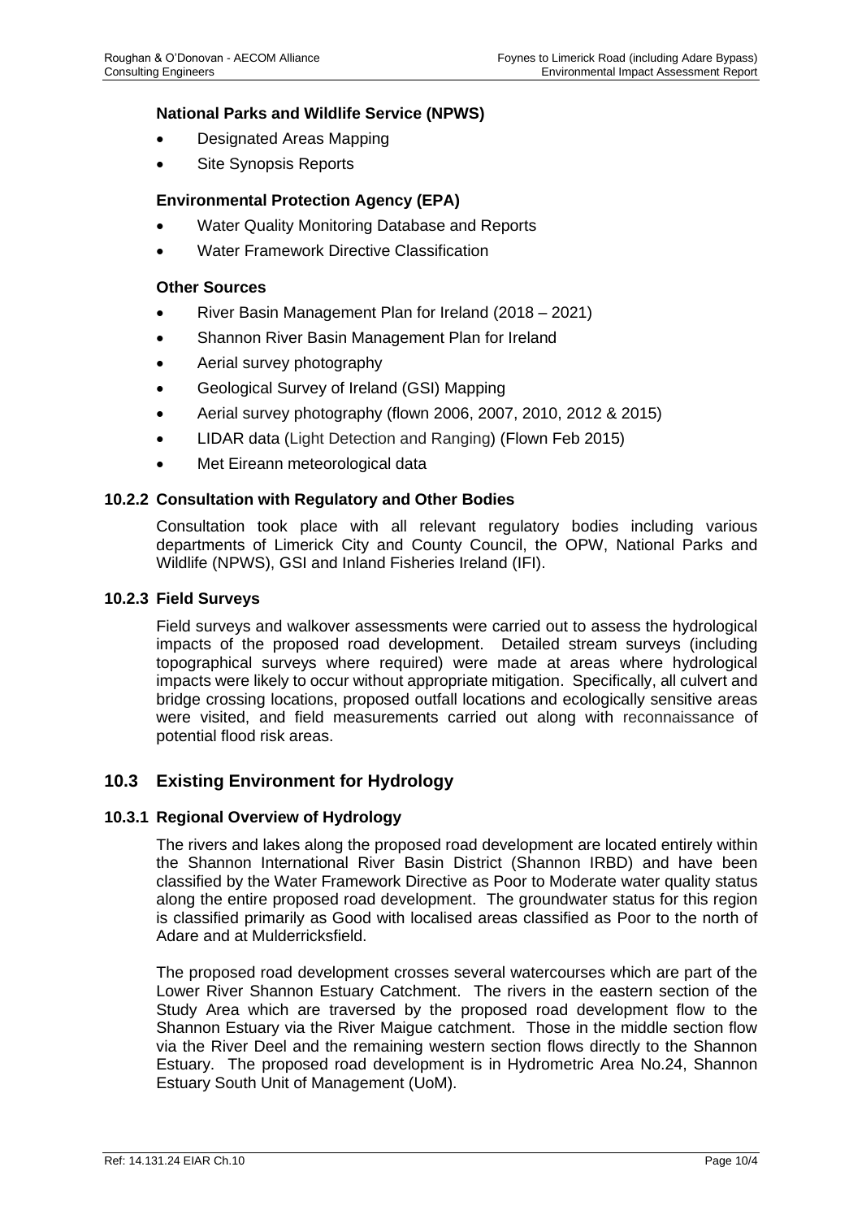**National Parks and Wildlife Service (NPWS)**

- Designated Areas Mapping
- Site Synopsis Reports

**Environmental Protection Agency (EPA)**

- Water Quality Monitoring Database and Reports
- Water Framework Directive Classification

**Other Sources**

- River Basin Management Plan for Ireland (2018 – 2021)
- Shannon River Basin Management Plan for Ireland
- Aerial survey photography
- Geological Survey of Ireland (GSI) Mapping
- Aerial survey photography (flown 2006, 2007, 2010, 2012 & 2015)
- LIDAR data (Light Detection and Ranging) (Flown Feb 2015)
- Met Eireann meteorological data

### 10.2.2 Consultation with Regulatory and Other Bodies

Consultation took place with all relevant regulatory bodies including various departments of Limerick City and County Council, the OPW, National Parks and Wildlife (NPWS), GSI and Inland Fisheries Ireland (IFI).

### 10.2.3 Field Surveys

Field surveys and walkover assessments were carried out to assess the hydrological impacts of the proposed road development. Detailed stream surveys (including topographical surveys where required) were made at areas where hydrological impacts were likely to occur without appropriate mitigation. Specifically, all culvert and bridge crossing locations, proposed outfall locations and ecologically sensitive areas were visited, and field measurements carried out along with reconnaissance of potential flood risk areas.

## 10.3 Existing Environment for Hydrology

### 10.3.1 Regional Overview of Hydrology

The rivers and lakes along the proposed road development are located entirely within the Shannon International River Basin District (Shannon IRBD) and have been classified by the Water Framework Directive as Poor to Moderate water quality status along the entire proposed road development. The groundwater status for this region is classified primarily as Good with localised areas classified as Poor to the north of Adare and at Mulderricksfield.

The proposed road development crosses several watercourses which are part of the Lower River Shannon Estuary Catchment. The rivers in the eastern section of the Study Area which are traversed by the proposed road development flow to the Shannon Estuary via the River Maigue catchment. Those in the middle section flow via the River Deel and the remaining western section flows directly to the Shannon Estuary. The proposed road development is in Hydrometric Area No.24, Shannon Estuary South Unit of Management (UoM).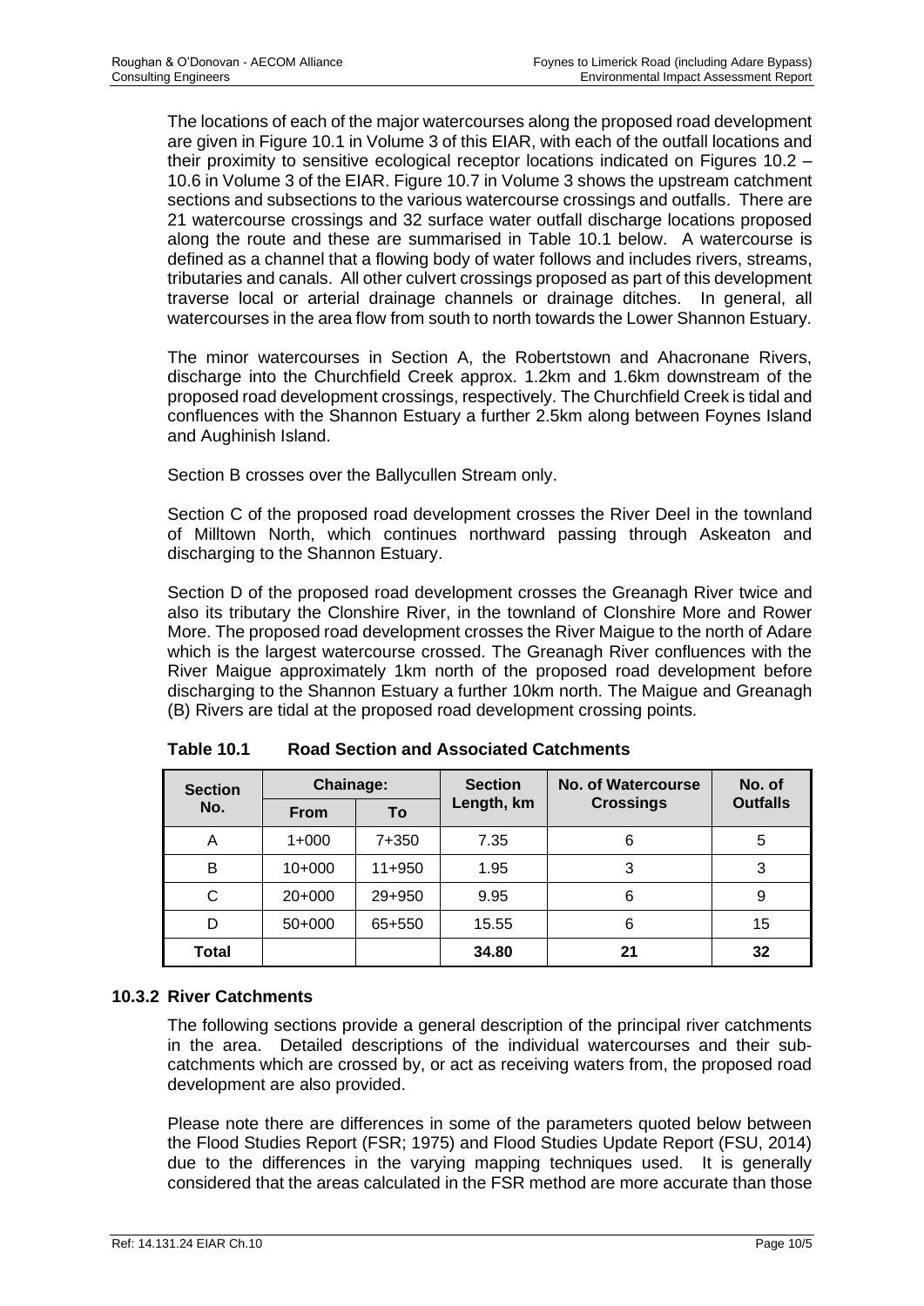The locations of each of the major watercourses along the proposed road development are given in Figure 10.1 in Volume 3 of this EIAR, with each of the outfall locations and their proximity to sensitive ecological receptor locations indicated on Figures 10.2 – 10.6 in Volume 3 of the EIAR. Figure 10.7 in Volume 3 shows the upstream catchment sections and subsections to the various watercourse crossings and outfalls. There are 21 watercourse crossings and 32 surface water outfall discharge locations proposed along the route and these are summarised in Table 10.1 below. A watercourse is defined as a channel that a flowing body of water follows and includes rivers, streams, tributaries and canals. All other culvert crossings proposed as part of this development traverse local or arterial drainage channels or drainage ditches. In general, all watercourses in the area flow from south to north towards the Lower Shannon Estuary.

The minor watercourses in Section A, the Robertstown and Ahacronane Rivers, discharge into the Churchfield Creek approx. 1.2km and 1.6km downstream of the proposed road development crossings, respectively. The Churchfield Creek is tidal and confluences with the Shannon Estuary a further 2.5km along between Foynes Island and Aughinish Island.

Section B crosses over the Ballycullen Stream only.

Section C of the proposed road development crosses the River Deel in the townland of Milltown North, which continues northward passing through Askeaton and discharging to the Shannon Estuary.

Section D of the proposed road development crosses the Greanagh River twice and also its tributary the Clonshire River, in the townland of Clonshire More and Rower More. The proposed road development crosses the River Maigue to the north of Adare which is the largest watercourse crossed. The Greanagh River confluences with the River Maigue approximately 1km north of the proposed road development before discharging to the Shannon Estuary a further 10km north. The Maigue and Greanagh (B) Rivers are tidal at the proposed road development crossing points.

**Table 10.1 Road Section and Associated Catchments**

| Section No. | Chainage: | | Section Length, km | No. of Watercourse Crossings | No. of Outfalls |
|---|---|---|---|---|---|
| | From | To | | | |
| A | 1+000 | 7+350 | 7.35 | 6 | 5 |
| B | 10+000 | 11+950 | 1.95 | 3 | 3 |
| C | 20+000 | 29+950 | 9.95 | 6 | 9 |
| D | 50+000 | 65+550 | 15.55 | 6 | 15 |
| **Total** | | | **34.80** | **21** | **32** |

### 10.3.2 River Catchments

The following sections provide a general description of the principal river catchments in the area. Detailed descriptions of the individual watercourses and their sub-catchments which are crossed by, or act as receiving waters from, the proposed road development are also provided.

Please note there are differences in some of the parameters quoted below between the Flood Studies Report (FSR; 1975) and Flood Studies Update Report (FSU, 2014) due to the differences in the varying mapping techniques used. It is generally considered that the areas calculated in the FSR method are more accurate than those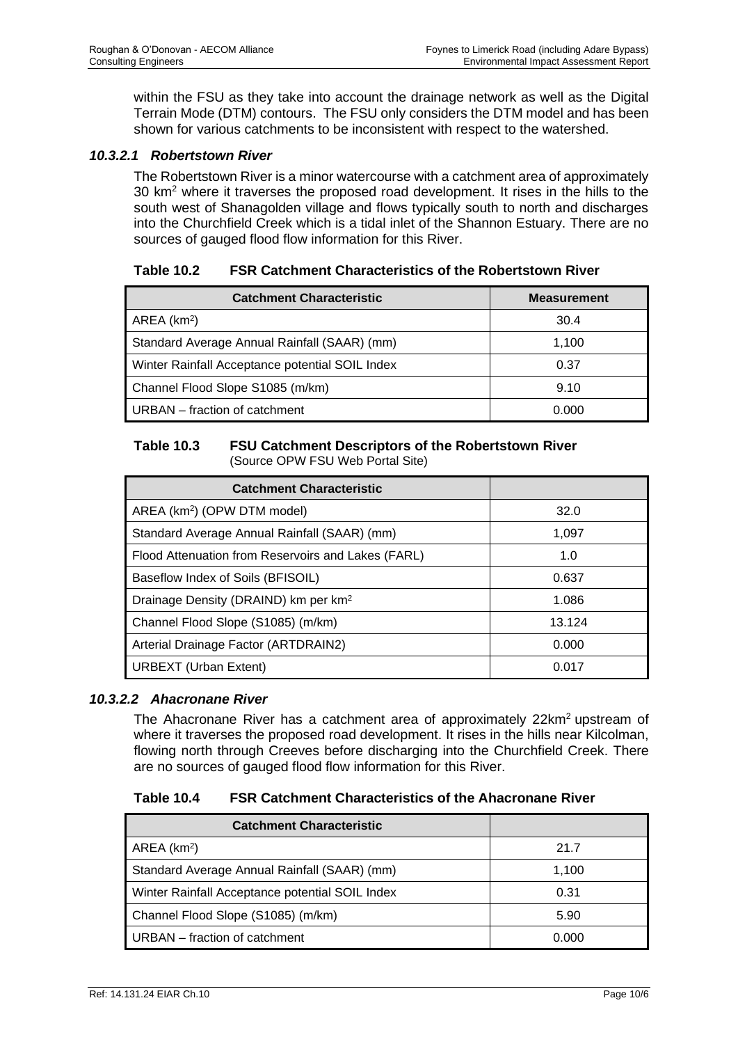within the FSU as they take into account the drainage network as well as the Digital Terrain Mode (DTM) contours. The FSU only considers the DTM model and has been shown for various catchments to be inconsistent with respect to the watershed.

### *10.3.2.1 Robertstown River*

The Robertstown River is a minor watercourse with a catchment area of approximately 30 km$^2$ where it traverses the proposed road development. It rises in the hills to the south west of Shanagolden village and flows typically south to north and discharges into the Churchfield Creek which is a tidal inlet of the Shannon Estuary. There are no sources of gauged flood flow information for this River.

**Table 10.2 FSR Catchment Characteristics of the Robertstown River**

| Catchment Characteristic | Measurement |
|---|---|
| AREA (km$^2$) | 30.4 |
| Standard Average Annual Rainfall (SAAR) (mm) | 1,100 |
| Winter Rainfall Acceptance potential SOIL Index | 0.37 |
| Channel Flood Slope S1085 (m/km) | 9.10 |
| URBAN – fraction of catchment | 0.000 |

**Table 10.3 FSU Catchment Descriptors of the Robertstown River**
(Source OPW FSU Web Portal Site)

| Catchment Characteristic | |
|---|---|
| AREA (km$^2$) (OPW DTM model) | 32.0 |
| Standard Average Annual Rainfall (SAAR) (mm) | 1,097 |
| Flood Attenuation from Reservoirs and Lakes (FARL) | 1.0 |
| Baseflow Index of Soils (BFISOIL) | 0.637 |
| Drainage Density (DRAIND) km per km$^2$ | 1.086 |
| Channel Flood Slope (S1085) (m/km) | 13.124 |
| Arterial Drainage Factor (ARTDRAIN2) | 0.000 |
| URBEXT (Urban Extent) | 0.017 |

### *10.3.2.2 Ahacronane River*

The Ahacronane River has a catchment area of approximately 22km$^2$ upstream of where it traverses the proposed road development. It rises in the hills near Kilcolman, flowing north through Creeves before discharging into the Churchfield Creek. There are no sources of gauged flood flow information for this River.

**Table 10.4 FSR Catchment Characteristics of the Ahacronane River**

| Catchment Characteristic | |
|---|---|
| AREA (km$^2$) | 21.7 |
| Standard Average Annual Rainfall (SAAR) (mm) | 1,100 |
| Winter Rainfall Acceptance potential SOIL Index | 0.31 |
| Channel Flood Slope (S1085) (m/km) | 5.90 |
| URBAN – fraction of catchment | 0.000 |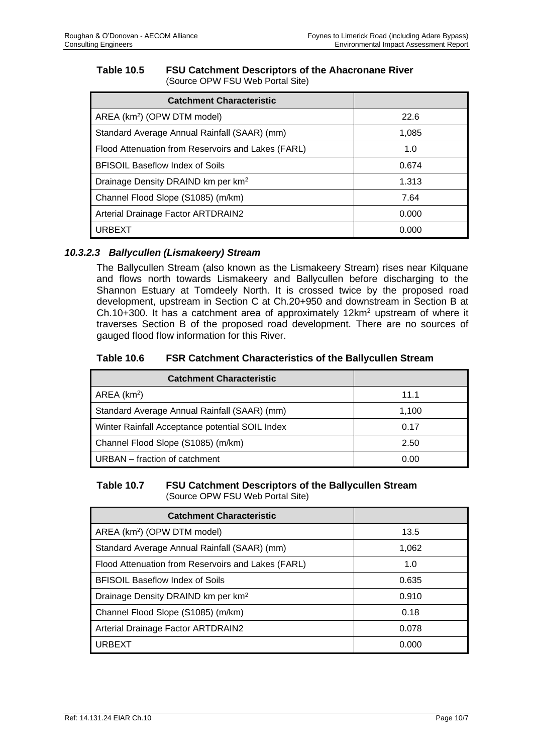**Table 10.5 FSU Catchment Descriptors of the Ahacronane River**
(Source OPW FSU Web Portal Site)

| Catchment Characteristic | |
|---|---|
| AREA (km$^2$) (OPW DTM model) | 22.6 |
| Standard Average Annual Rainfall (SAAR) (mm) | 1,085 |
| Flood Attenuation from Reservoirs and Lakes (FARL) | 1.0 |
| BFISOIL Baseflow Index of Soils | 0.674 |
| Drainage Density DRAIND km per km$^2$ | 1.313 |
| Channel Flood Slope (S1085) (m/km) | 7.64 |
| Arterial Drainage Factor ARTDRAIN2 | 0.000 |
| URBEXT | 0.000 |

### *10.3.2.3 Ballycullen (Lismakeery) Stream*

The Ballycullen Stream (also known as the Lismakeery Stream) rises near Kilquane and flows north towards Lismakeery and Ballycullen before discharging to the Shannon Estuary at Tomdeely North. It is crossed twice by the proposed road development, upstream in Section C at Ch.20+950 and downstream in Section B at Ch.10+300. It has a catchment area of approximately 12km$^2$ upstream of where it traverses Section B of the proposed road development. There are no sources of gauged flood flow information for this River.

**Table 10.6 FSR Catchment Characteristics of the Ballycullen Stream**

| Catchment Characteristic | |
|---|---|
| AREA (km$^2$) | 11.1 |
| Standard Average Annual Rainfall (SAAR) (mm) | 1,100 |
| Winter Rainfall Acceptance potential SOIL Index | 0.17 |
| Channel Flood Slope (S1085) (m/km) | 2.50 |
| URBAN – fraction of catchment | 0.00 |

**Table 10.7 FSU Catchment Descriptors of the Ballycullen Stream**
(Source OPW FSU Web Portal Site)

| Catchment Characteristic | |
|---|---|
| AREA (km$^2$) (OPW DTM model) | 13.5 |
| Standard Average Annual Rainfall (SAAR) (mm) | 1,062 |
| Flood Attenuation from Reservoirs and Lakes (FARL) | 1.0 |
| BFISOIL Baseflow Index of Soils | 0.635 |
| Drainage Density DRAIND km per km$^2$ | 0.910 |
| Channel Flood Slope (S1085) (m/km) | 0.18 |
| Arterial Drainage Factor ARTDRAIN2 | 0.078 |
| URBEXT | 0.000 |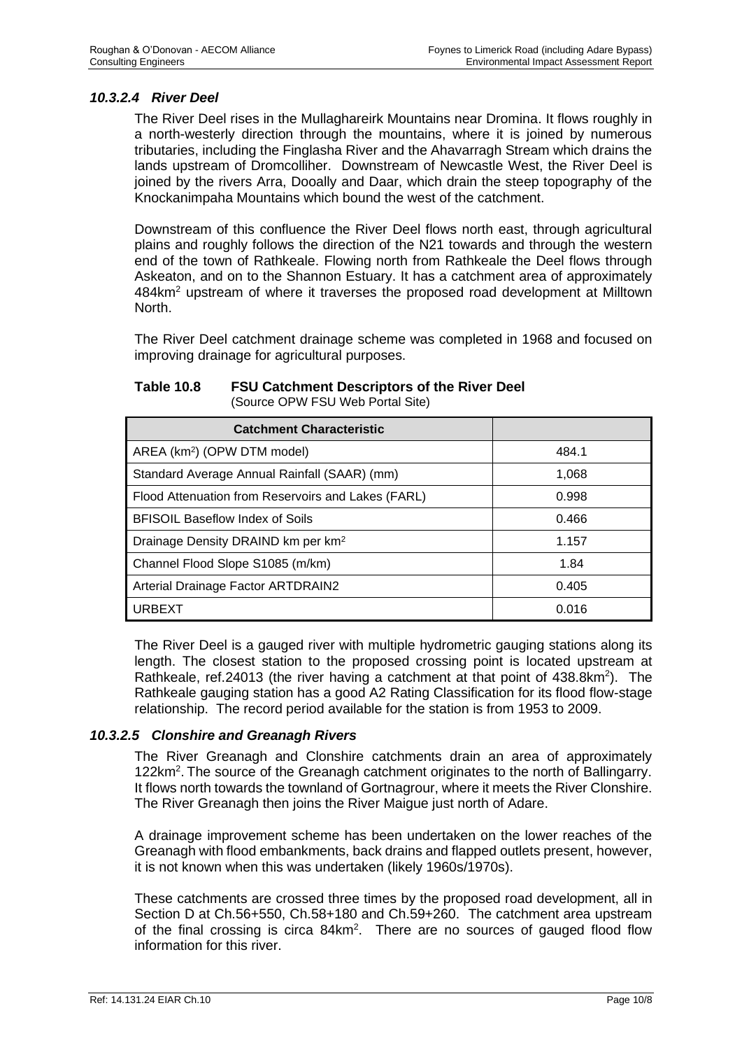#### *10.3.2.4 River Deel*

The River Deel rises in the Mullaghareirk Mountains near Dromina. It flows roughly in a north-westerly direction through the mountains, where it is joined by numerous tributaries, including the Finglasha River and the Ahavarragh Stream which drains the lands upstream of Dromcolliher. Downstream of Newcastle West, the River Deel is joined by the rivers Arra, Dooally and Daar, which drain the steep topography of the Knockanimpaha Mountains which bound the west of the catchment.

Downstream of this confluence the River Deel flows north east, through agricultural plains and roughly follows the direction of the N21 towards and through the western end of the town of Rathkeale. Flowing north from Rathkeale the Deel flows through Askeaton, and on to the Shannon Estuary. It has a catchment area of approximately 484km$^2$ upstream of where it traverses the proposed road development at Milltown North.

The River Deel catchment drainage scheme was completed in 1968 and focused on improving drainage for agricultural purposes.

**Table 10.8 FSU Catchment Descriptors of the River Deel**
(Source OPW FSU Web Portal Site)

| Catchment Characteristic | |
|---|---|
| AREA (km$^2$) (OPW DTM model) | 484.1 |
| Standard Average Annual Rainfall (SAAR) (mm) | 1,068 |
| Flood Attenuation from Reservoirs and Lakes (FARL) | 0.998 |
| BFISOIL Baseflow Index of Soils | 0.466 |
| Drainage Density DRAIND km per km$^2$ | 1.157 |
| Channel Flood Slope S1085 (m/km) | 1.84 |
| Arterial Drainage Factor ARTDRAIN2 | 0.405 |
| URBEXT | 0.016 |

The River Deel is a gauged river with multiple hydrometric gauging stations along its length. The closest station to the proposed crossing point is located upstream at Rathkeale, ref.24013 (the river having a catchment at that point of 438.8km$^2$). The Rathkeale gauging station has a good A2 Rating Classification for its flood flow-stage relationship. The record period available for the station is from 1953 to 2009.

#### *10.3.2.5 Clonshire and Greanagh Rivers*

The River Greanagh and Clonshire catchments drain an area of approximately 122km$^2$. The source of the Greanagh catchment originates to the north of Ballingarry. It flows north towards the townland of Gortnagrour, where it meets the River Clonshire. The River Greanagh then joins the River Maigue just north of Adare.

A drainage improvement scheme has been undertaken on the lower reaches of the Greanagh with flood embankments, back drains and flapped outlets present, however, it is not known when this was undertaken (likely 1960s/1970s).

These catchments are crossed three times by the proposed road development, all in Section D at Ch.56+550, Ch.58+180 and Ch.59+260. The catchment area upstream of the final crossing is circa 84km$^2$. There are no sources of gauged flood flow information for this river.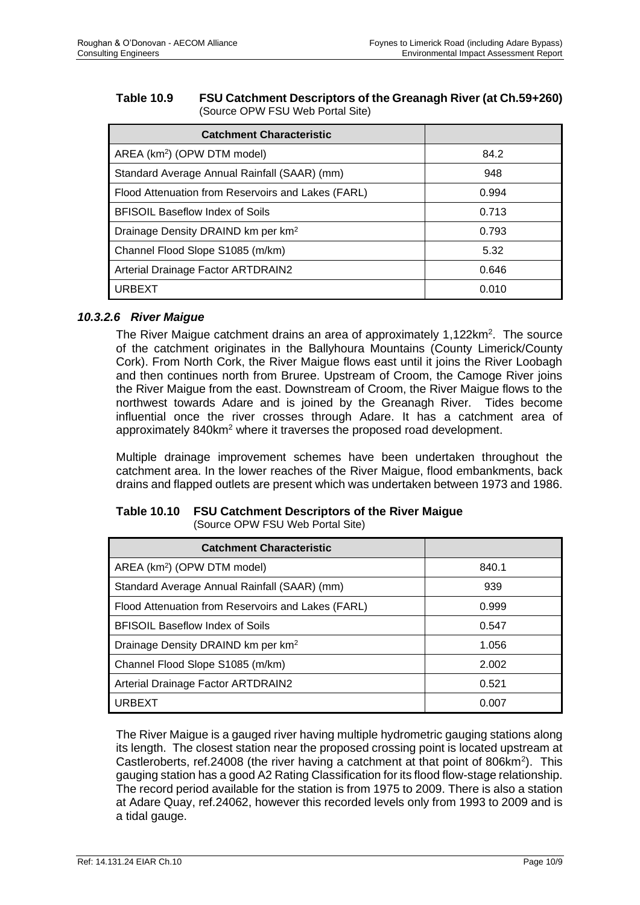**Table 10.9 FSU Catchment Descriptors of the Greanagh River (at Ch.59+260)**
(Source OPW FSU Web Portal Site)

| Catchment Characteristic | |
|---|---|
| AREA ($km^2$) (OPW DTM model) | 84.2 |
| Standard Average Annual Rainfall (SAAR) (mm) | 948 |
| Flood Attenuation from Reservoirs and Lakes (FARL) | 0.994 |
| BFISOIL Baseflow Index of Soils | 0.713 |
| Drainage Density DRAIND km per $km^2$ | 0.793 |
| Channel Flood Slope S1085 (m/km) | 5.32 |
| Arterial Drainage Factor ARTDRAIN2 | 0.646 |
| URBEXT | 0.010 |

### *10.3.2.6 River Maigue*

The River Maigue catchment drains an area of approximately 1,122$km^2$. The source of the catchment originates in the Ballyhoura Mountains (County Limerick/County Cork). From North Cork, the River Maigue flows east until it joins the River Loobagh and then continues north from Bruree. Upstream of Croom, the Camoge River joins the River Maigue from the east. Downstream of Croom, the River Maigue flows to the northwest towards Adare and is joined by the Greanagh River. Tides become influential once the river crosses through Adare. It has a catchment area of approximately 840$km^2$ where it traverses the proposed road development.

Multiple drainage improvement schemes have been undertaken throughout the catchment area. In the lower reaches of the River Maigue, flood embankments, back drains and flapped outlets are present which was undertaken between 1973 and 1986.

**Table 10.10 FSU Catchment Descriptors of the River Maigue**
(Source OPW FSU Web Portal Site)

| Catchment Characteristic | |
|---|---|
| AREA ($km^2$) (OPW DTM model) | 840.1 |
| Standard Average Annual Rainfall (SAAR) (mm) | 939 |
| Flood Attenuation from Reservoirs and Lakes (FARL) | 0.999 |
| BFISOIL Baseflow Index of Soils | 0.547 |
| Drainage Density DRAIND km per $km^2$ | 1.056 |
| Channel Flood Slope S1085 (m/km) | 2.002 |
| Arterial Drainage Factor ARTDRAIN2 | 0.521 |
| URBEXT | 0.007 |

The River Maigue is a gauged river having multiple hydrometric gauging stations along its length. The closest station near the proposed crossing point is located upstream at Castleroberts, ref.24008 (the river having a catchment at that point of 806$km^2$). This gauging station has a good A2 Rating Classification for its flood flow-stage relationship. The record period available for the station is from 1975 to 2009. There is also a station at Adare Quay, ref.24062, however this recorded levels only from 1993 to 2009 and is a tidal gauge.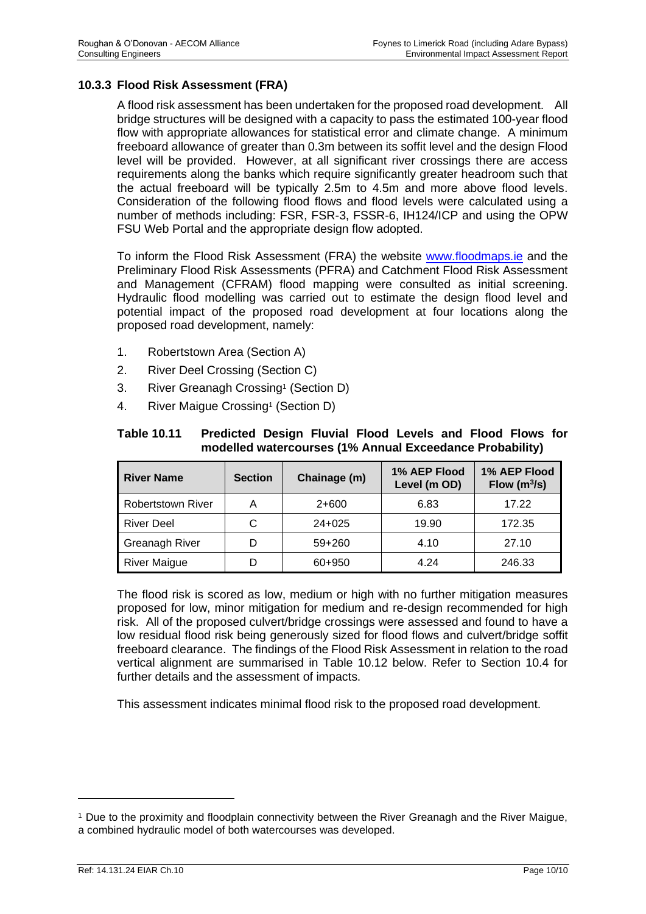### 10.3.3 Flood Risk Assessment (FRA)

A flood risk assessment has been undertaken for the proposed road development. All bridge structures will be designed with a capacity to pass the estimated 100-year flood flow with appropriate allowances for statistical error and climate change. A minimum freeboard allowance of greater than 0.3m between its soffit level and the design Flood level will be provided. However, at all significant river crossings there are access requirements along the banks which require significantly greater headroom such that the actual freeboard will be typically 2.5m to 4.5m and more above flood levels. Consideration of the following flood flows and flood levels were calculated using a number of methods including: FSR, FSR-3, FSSR-6, IH124/ICP and using the OPW FSU Web Portal and the appropriate design flow adopted.

To inform the Flood Risk Assessment (FRA) the website www.floodmaps.ie and the Preliminary Flood Risk Assessments (PFRA) and Catchment Flood Risk Assessment and Management (CFRAM) flood mapping were consulted as initial screening. Hydraulic flood modelling was carried out to estimate the design flood level and potential impact of the proposed road development at four locations along the proposed road development, namely:

1. Robertstown Area (Section A)
2. River Deel Crossing (Section C)
3. River Greanagh Crossing[1] (Section D)
4. River Maigue Crossing[1] (Section D)

**Table 10.11 Predicted Design Fluvial Flood Levels and Flood Flows for modelled watercourses (1% Annual Exceedance Probability)**

| River Name | Section | Chainage (m) | 1% AEP Flood Level (m OD) | 1% AEP Flood Flow ($m^3/s$) |
|---|---|---|---|---|
| Robertstown River | A | 2+600 | 6.83 | 17.22 |
| River Deel | C | 24+025 | 19.90 | 172.35 |
| Greanagh River | D | 59+260 | 4.10 | 27.10 |
| River Maigue | D | 60+950 | 4.24 | 246.33 |

The flood risk is scored as low, medium or high with no further mitigation measures proposed for low, minor mitigation for medium and re-design recommended for high risk. All of the proposed culvert/bridge crossings were assessed and found to have a low residual flood risk being generously sized for flood flows and culvert/bridge soffit freeboard clearance. The findings of the Flood Risk Assessment in relation to the road vertical alignment are summarised in Table 10.12 below. Refer to Section 10.4 for further details and the assessment of impacts.

This assessment indicates minimal flood risk to the proposed road development.

[1] Due to the proximity and floodplain connectivity between the River Greanagh and the River Maigue, a combined hydraulic model of both watercourses was developed.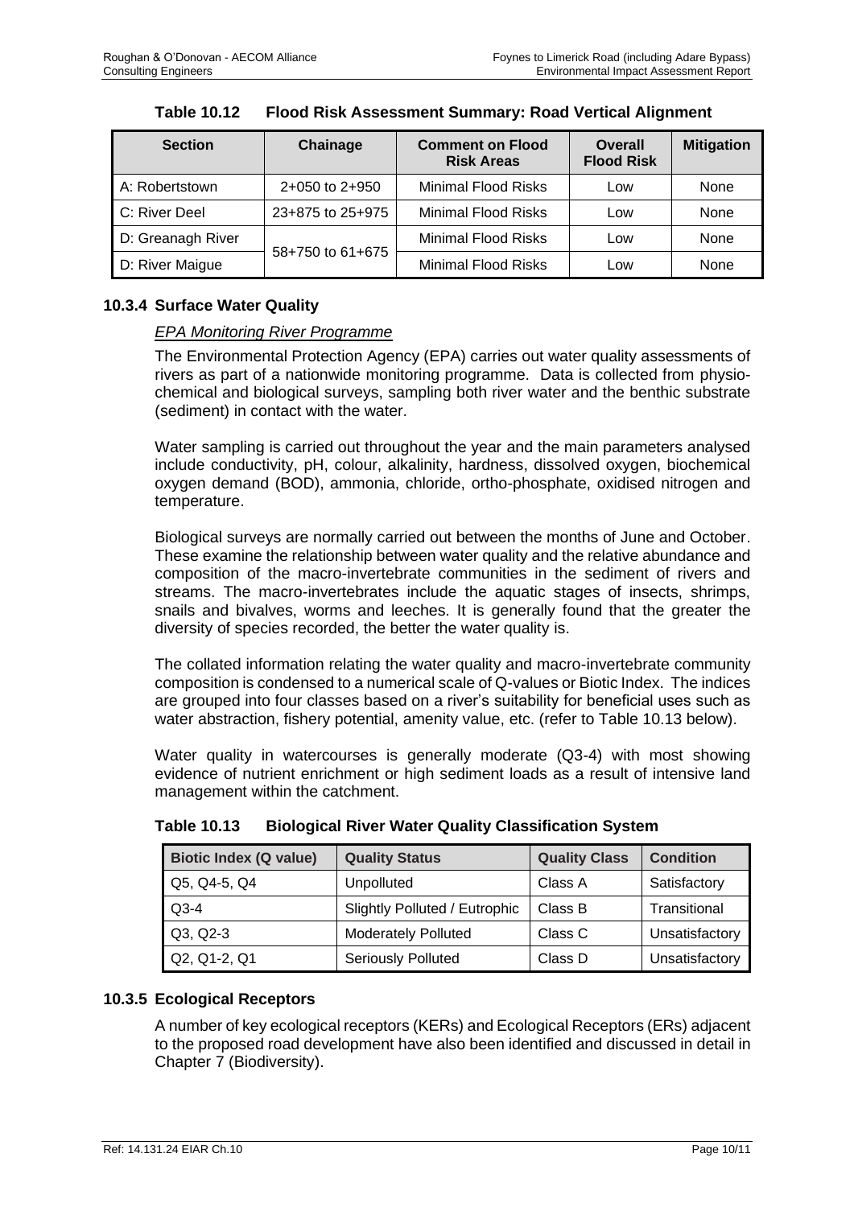**Table 10.12 Flood Risk Assessment Summary: Road Vertical Alignment**

| Section | Chainage | Comment on Flood Risk Areas | Overall Flood Risk | Mitigation |
|---|---|---|---|---|
| A: Robertstown | 2+050 to 2+950 | Minimal Flood Risks | Low | None |
| C: River Deel | 23+875 to 25+975 | Minimal Flood Risks | Low | None |
| D: Greanagh River | 58+750 to 61+675 | Minimal Flood Risks | Low | None |
| D: River Maigue | | Minimal Flood Risks | Low | None |

### 10.3.4 Surface Water Quality

*EPA Monitoring River Programme*

The Environmental Protection Agency (EPA) carries out water quality assessments of rivers as part of a nationwide monitoring programme. Data is collected from physio-chemical and biological surveys, sampling both river water and the benthic substrate (sediment) in contact with the water.

Water sampling is carried out throughout the year and the main parameters analysed include conductivity, pH, colour, alkalinity, hardness, dissolved oxygen, biochemical oxygen demand (BOD), ammonia, chloride, ortho-phosphate, oxidised nitrogen and temperature.

Biological surveys are normally carried out between the months of June and October. These examine the relationship between water quality and the relative abundance and composition of the macro-invertebrate communities in the sediment of rivers and streams. The macro-invertebrates include the aquatic stages of insects, shrimps, snails and bivalves, worms and leeches. It is generally found that the greater the diversity of species recorded, the better the water quality is.

The collated information relating the water quality and macro-invertebrate community composition is condensed to a numerical scale of Q-values or Biotic Index. The indices are grouped into four classes based on a river's suitability for beneficial uses such as water abstraction, fishery potential, amenity value, etc. (refer to Table 10.13 below).

Water quality in watercourses is generally moderate (Q3-4) with most showing evidence of nutrient enrichment or high sediment loads as a result of intensive land management within the catchment.

**Table 10.13 Biological River Water Quality Classification System**

| Biotic Index (Q value) | Quality Status | Quality Class | Condition |
|---|---|---|---|
| Q5, Q4-5, Q4 | Unpolluted | Class A | Satisfactory |
| Q3-4 | Slightly Polluted / Eutrophic | Class B | Transitional |
| Q3, Q2-3 | Moderately Polluted | Class C | Unsatisfactory |
| Q2, Q1-2, Q1 | Seriously Polluted | Class D | Unsatisfactory |

### 10.3.5 Ecological Receptors

A number of key ecological receptors (KERs) and Ecological Receptors (ERs) adjacent to the proposed road development have also been identified and discussed in detail in Chapter 7 (Biodiversity).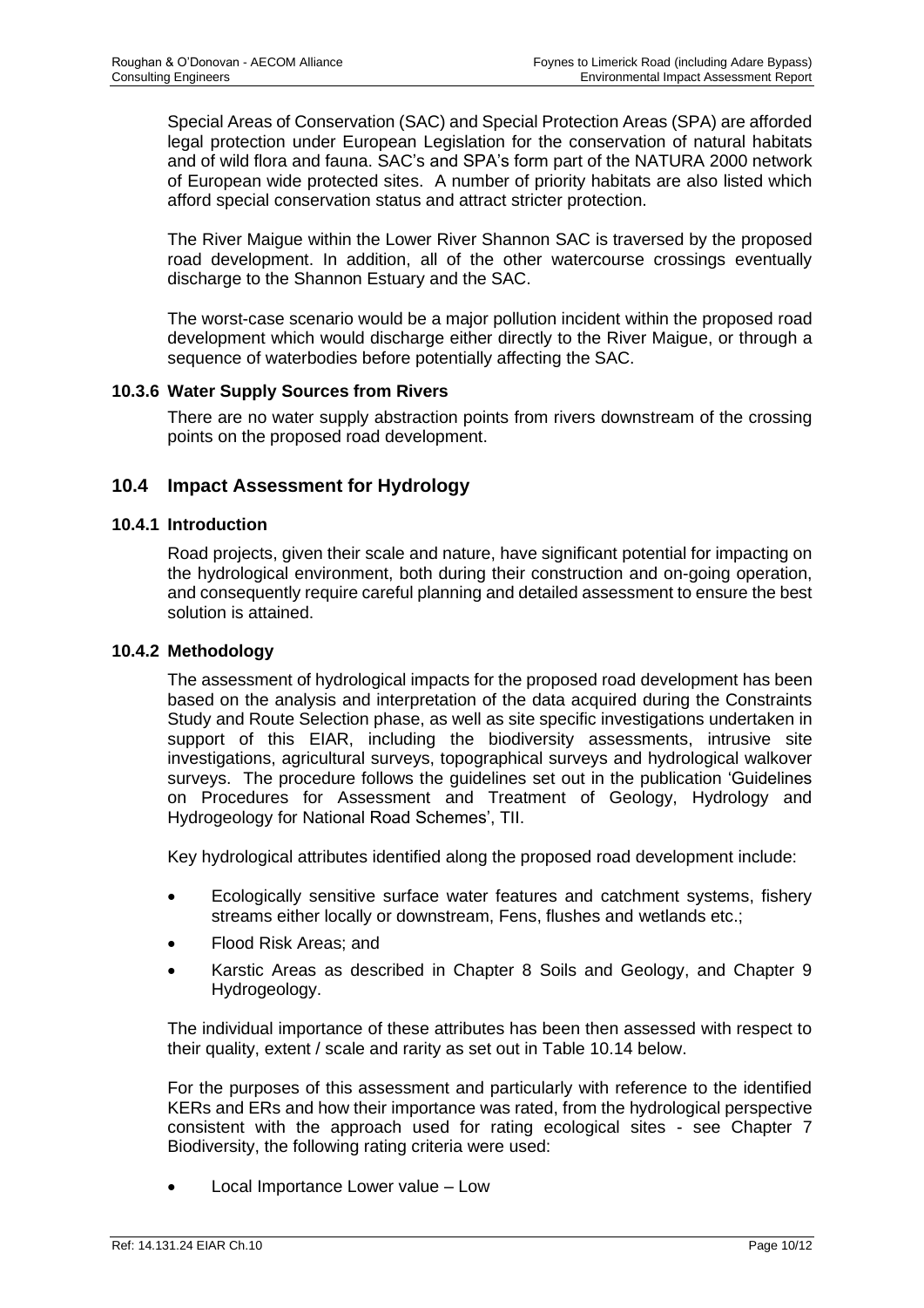Special Areas of Conservation (SAC) and Special Protection Areas (SPA) are afforded legal protection under European Legislation for the conservation of natural habitats and of wild flora and fauna. SAC's and SPA's form part of the NATURA 2000 network of European wide protected sites. A number of priority habitats are also listed which afford special conservation status and attract stricter protection.

The River Maigue within the Lower River Shannon SAC is traversed by the proposed road development. In addition, all of the other watercourse crossings eventually discharge to the Shannon Estuary and the SAC.

The worst-case scenario would be a major pollution incident within the proposed road development which would discharge either directly to the River Maigue, or through a sequence of waterbodies before potentially affecting the SAC.

### 10.3.6 Water Supply Sources from Rivers

There are no water supply abstraction points from rivers downstream of the crossing points on the proposed road development.

## 10.4 Impact Assessment for Hydrology

### 10.4.1 Introduction

Road projects, given their scale and nature, have significant potential for impacting on the hydrological environment, both during their construction and on-going operation, and consequently require careful planning and detailed assessment to ensure the best solution is attained.

### 10.4.2 Methodology

The assessment of hydrological impacts for the proposed road development has been based on the analysis and interpretation of the data acquired during the Constraints Study and Route Selection phase, as well as site specific investigations undertaken in support of this EIAR, including the biodiversity assessments, intrusive site investigations, agricultural surveys, topographical surveys and hydrological walkover surveys. The procedure follows the guidelines set out in the publication 'Guidelines on Procedures for Assessment and Treatment of Geology, Hydrology and Hydrogeology for National Road Schemes', TII.

Key hydrological attributes identified along the proposed road development include:

- Ecologically sensitive surface water features and catchment systems, fishery streams either locally or downstream, Fens, flushes and wetlands etc.;
- Flood Risk Areas; and
- Karstic Areas as described in Chapter 8 Soils and Geology, and Chapter 9 Hydrogeology.

The individual importance of these attributes has been then assessed with respect to their quality, extent / scale and rarity as set out in Table 10.14 below.

For the purposes of this assessment and particularly with reference to the identified KERs and ERs and how their importance was rated, from the hydrological perspective consistent with the approach used for rating ecological sites - see Chapter 7 Biodiversity, the following rating criteria were used:

- Local Importance Lower value – Low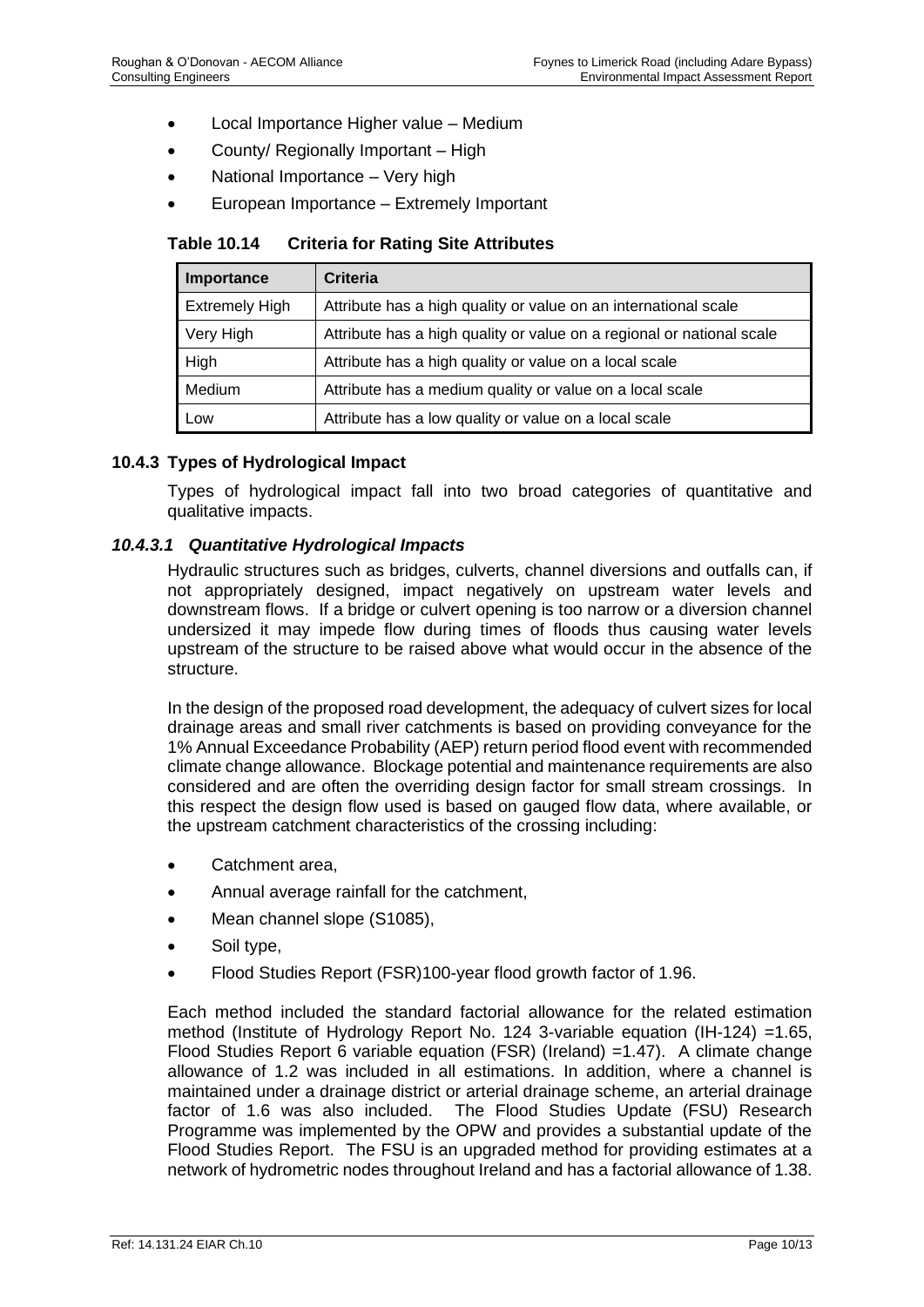- Local Importance Higher value – Medium
- County/ Regionally Important – High
- National Importance – Very high
- European Importance – Extremely Important

**Table 10.14 Criteria for Rating Site Attributes**

| Importance | Criteria |
|---|---|
| Extremely High | Attribute has a high quality or value on an international scale |
| Very High | Attribute has a high quality or value on a regional or national scale |
| High | Attribute has a high quality or value on a local scale |
| Medium | Attribute has a medium quality or value on a local scale |
| Low | Attribute has a low quality or value on a local scale |

### 10.4.3 Types of Hydrological Impact

Types of hydrological impact fall into two broad categories of quantitative and qualitative impacts.

#### *10.4.3.1 Quantitative Hydrological Impacts*

Hydraulic structures such as bridges, culverts, channel diversions and outfalls can, if not appropriately designed, impact negatively on upstream water levels and downstream flows. If a bridge or culvert opening is too narrow or a diversion channel undersized it may impede flow during times of floods thus causing water levels upstream of the structure to be raised above what would occur in the absence of the structure.

In the design of the proposed road development, the adequacy of culvert sizes for local drainage areas and small river catchments is based on providing conveyance for the 1% Annual Exceedance Probability (AEP) return period flood event with recommended climate change allowance. Blockage potential and maintenance requirements are also considered and are often the overriding design factor for small stream crossings. In this respect the design flow used is based on gauged flow data, where available, or the upstream catchment characteristics of the crossing including:

- Catchment area,
- Annual average rainfall for the catchment,
- Mean channel slope (S1085),
- Soil type,
- Flood Studies Report (FSR)100-year flood growth factor of 1.96.

Each method included the standard factorial allowance for the related estimation method (Institute of Hydrology Report No. 124 3-variable equation (IH-124) =1.65, Flood Studies Report 6 variable equation (FSR) (Ireland) =1.47). A climate change allowance of 1.2 was included in all estimations. In addition, where a channel is maintained under a drainage district or arterial drainage scheme, an arterial drainage factor of 1.6 was also included. The Flood Studies Update (FSU) Research Programme was implemented by the OPW and provides a substantial update of the Flood Studies Report. The FSU is an upgraded method for providing estimates at a network of hydrometric nodes throughout Ireland and has a factorial allowance of 1.38.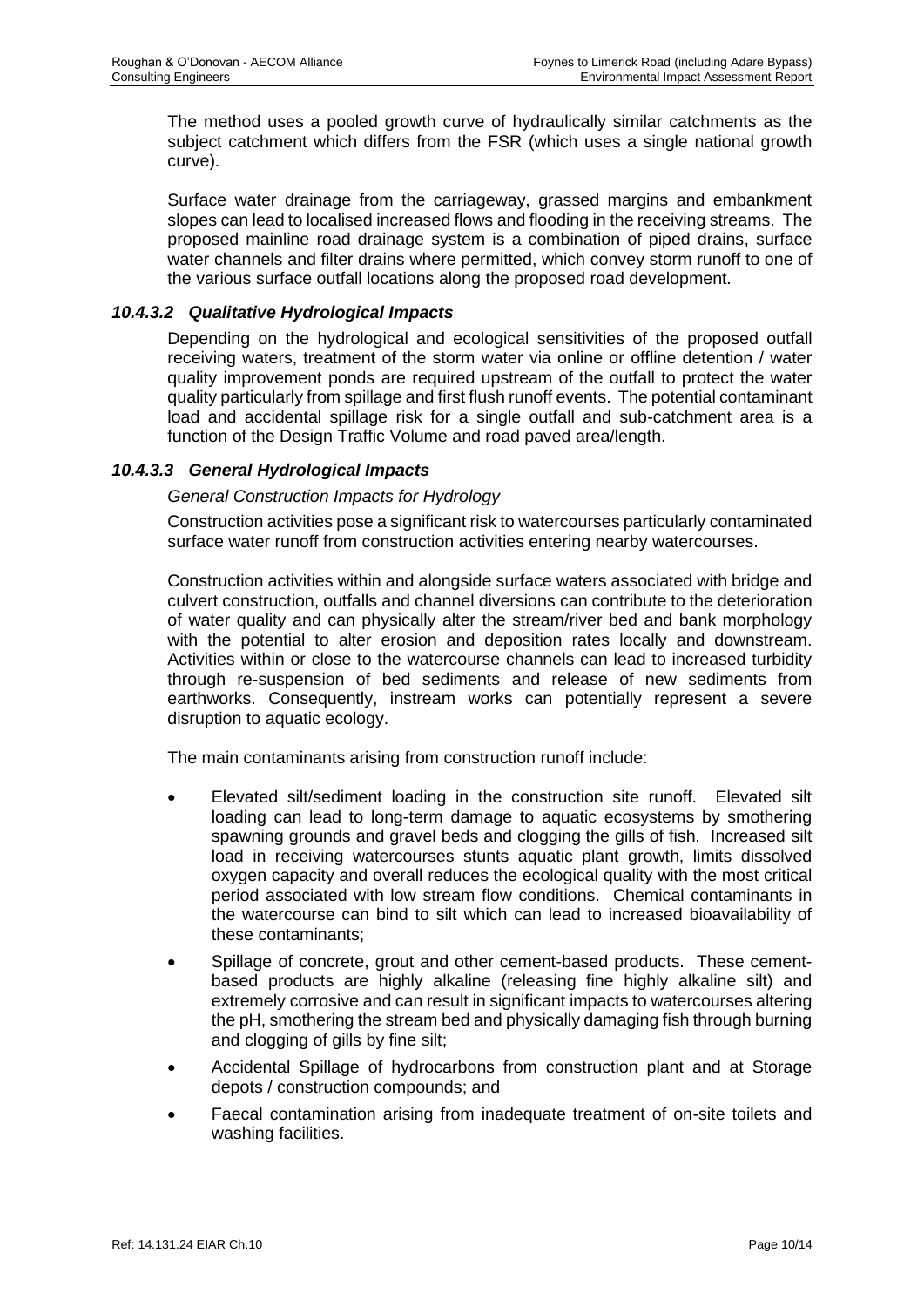The method uses a pooled growth curve of hydraulically similar catchments as the subject catchment which differs from the FSR (which uses a single national growth curve).

Surface water drainage from the carriageway, grassed margins and embankment slopes can lead to localised increased flows and flooding in the receiving streams. The proposed mainline road drainage system is a combination of piped drains, surface water channels and filter drains where permitted, which convey storm runoff to one of the various surface outfall locations along the proposed road development.

#### *10.4.3.2 Qualitative Hydrological Impacts*

Depending on the hydrological and ecological sensitivities of the proposed outfall receiving waters, treatment of the storm water via online or offline detention / water quality improvement ponds are required upstream of the outfall to protect the water quality particularly from spillage and first flush runoff events. The potential contaminant load and accidental spillage risk for a single outfall and sub-catchment area is a function of the Design Traffic Volume and road paved area/length.

#### *10.4.3.3 General Hydrological Impacts*

*General Construction Impacts for Hydrology*

Construction activities pose a significant risk to watercourses particularly contaminated surface water runoff from construction activities entering nearby watercourses.

Construction activities within and alongside surface waters associated with bridge and culvert construction, outfalls and channel diversions can contribute to the deterioration of water quality and can physically alter the stream/river bed and bank morphology with the potential to alter erosion and deposition rates locally and downstream. Activities within or close to the watercourse channels can lead to increased turbidity through re-suspension of bed sediments and release of new sediments from earthworks. Consequently, instream works can potentially represent a severe disruption to aquatic ecology.

The main contaminants arising from construction runoff include:

- Elevated silt/sediment loading in the construction site runoff. Elevated silt loading can lead to long-term damage to aquatic ecosystems by smothering spawning grounds and gravel beds and clogging the gills of fish. Increased silt load in receiving watercourses stunts aquatic plant growth, limits dissolved oxygen capacity and overall reduces the ecological quality with the most critical period associated with low stream flow conditions. Chemical contaminants in the watercourse can bind to silt which can lead to increased bioavailability of these contaminants;
- Spillage of concrete, grout and other cement-based products. These cement-based products are highly alkaline (releasing fine highly alkaline silt) and extremely corrosive and can result in significant impacts to watercourses altering the pH, smothering the stream bed and physically damaging fish through burning and clogging of gills by fine silt;
- Accidental Spillage of hydrocarbons from construction plant and at Storage depots / construction compounds; and
- Faecal contamination arising from inadequate treatment of on-site toilets and washing facilities.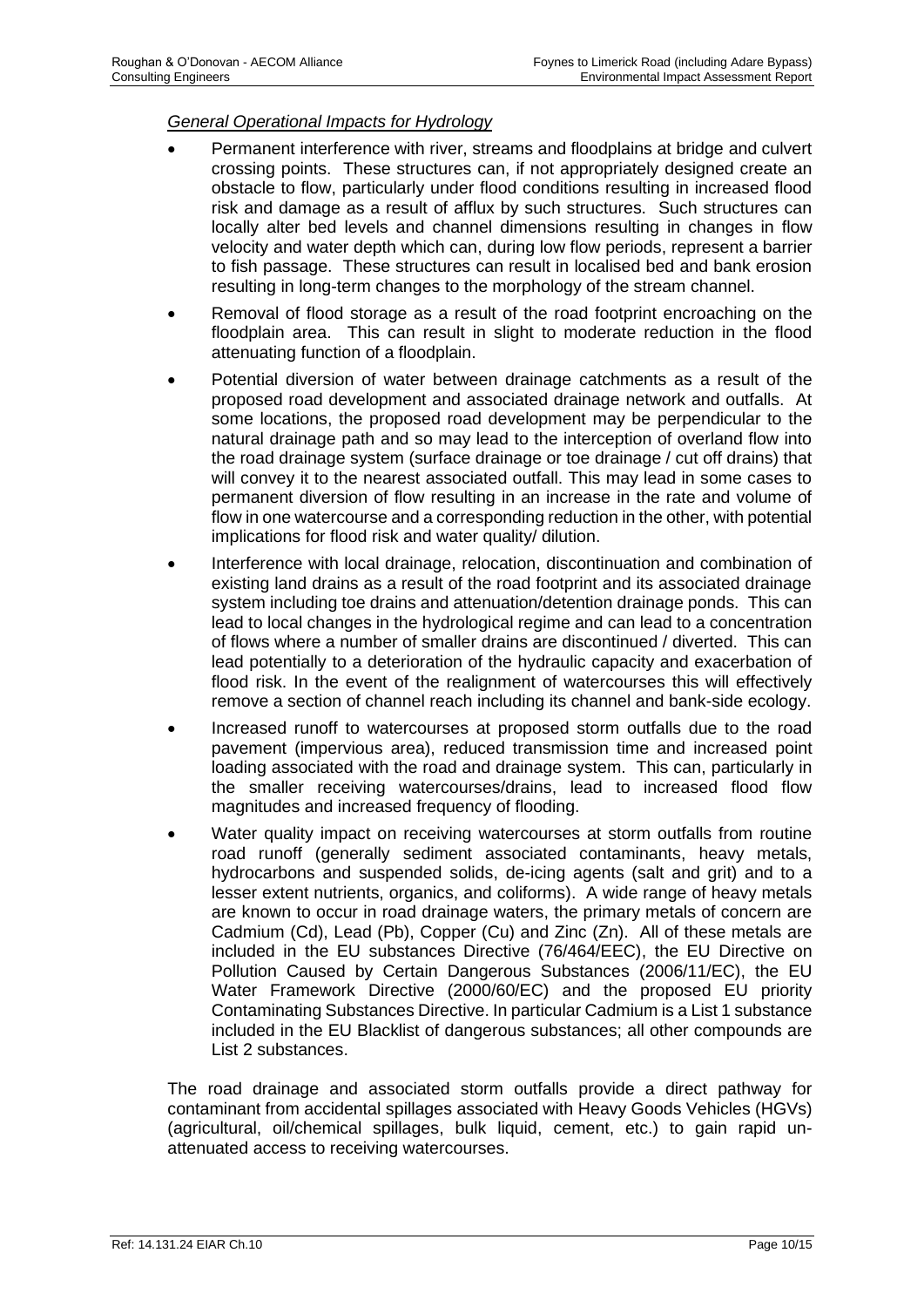*General Operational Impacts for Hydrology*

- Permanent interference with river, streams and floodplains at bridge and culvert crossing points. These structures can, if not appropriately designed create an obstacle to flow, particularly under flood conditions resulting in increased flood risk and damage as a result of afflux by such structures. Such structures can locally alter bed levels and channel dimensions resulting in changes in flow velocity and water depth which can, during low flow periods, represent a barrier to fish passage. These structures can result in localised bed and bank erosion resulting in long-term changes to the morphology of the stream channel.
- Removal of flood storage as a result of the road footprint encroaching on the floodplain area. This can result in slight to moderate reduction in the flood attenuating function of a floodplain.
- Potential diversion of water between drainage catchments as a result of the proposed road development and associated drainage network and outfalls. At some locations, the proposed road development may be perpendicular to the natural drainage path and so may lead to the interception of overland flow into the road drainage system (surface drainage or toe drainage / cut off drains) that will convey it to the nearest associated outfall. This may lead in some cases to permanent diversion of flow resulting in an increase in the rate and volume of flow in one watercourse and a corresponding reduction in the other, with potential implications for flood risk and water quality/ dilution.
- Interference with local drainage, relocation, discontinuation and combination of existing land drains as a result of the road footprint and its associated drainage system including toe drains and attenuation/detention drainage ponds. This can lead to local changes in the hydrological regime and can lead to a concentration of flows where a number of smaller drains are discontinued / diverted. This can lead potentially to a deterioration of the hydraulic capacity and exacerbation of flood risk. In the event of the realignment of watercourses this will effectively remove a section of channel reach including its channel and bank-side ecology.
- Increased runoff to watercourses at proposed storm outfalls due to the road pavement (impervious area), reduced transmission time and increased point loading associated with the road and drainage system. This can, particularly in the smaller receiving watercourses/drains, lead to increased flood flow magnitudes and increased frequency of flooding.
- Water quality impact on receiving watercourses at storm outfalls from routine road runoff (generally sediment associated contaminants, heavy metals, hydrocarbons and suspended solids, de-icing agents (salt and grit) and to a lesser extent nutrients, organics, and coliforms). A wide range of heavy metals are known to occur in road drainage waters, the primary metals of concern are Cadmium (Cd), Lead (Pb), Copper (Cu) and Zinc (Zn). All of these metals are included in the EU substances Directive (76/464/EEC), the EU Directive on Pollution Caused by Certain Dangerous Substances (2006/11/EC), the EU Water Framework Directive (2000/60/EC) and the proposed EU priority Contaminating Substances Directive. In particular Cadmium is a List 1 substance included in the EU Blacklist of dangerous substances; all other compounds are List 2 substances.

The road drainage and associated storm outfalls provide a direct pathway for contaminant from accidental spillages associated with Heavy Goods Vehicles (HGVs) (agricultural, oil/chemical spillages, bulk liquid, cement, etc.) to gain rapid un-attenuated access to receiving watercourses.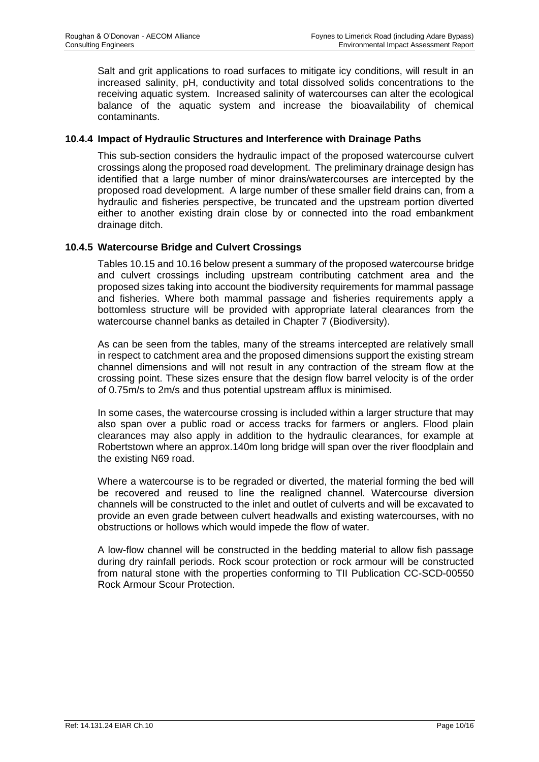Salt and grit applications to road surfaces to mitigate icy conditions, will result in an increased salinity, pH, conductivity and total dissolved solids concentrations to the receiving aquatic system. Increased salinity of watercourses can alter the ecological balance of the aquatic system and increase the bioavailability of chemical contaminants.

### 10.4.4 Impact of Hydraulic Structures and Interference with Drainage Paths

This sub-section considers the hydraulic impact of the proposed watercourse culvert crossings along the proposed road development. The preliminary drainage design has identified that a large number of minor drains/watercourses are intercepted by the proposed road development. A large number of these smaller field drains can, from a hydraulic and fisheries perspective, be truncated and the upstream portion diverted either to another existing drain close by or connected into the road embankment drainage ditch.

### 10.4.5 Watercourse Bridge and Culvert Crossings

Tables 10.15 and 10.16 below present a summary of the proposed watercourse bridge and culvert crossings including upstream contributing catchment area and the proposed sizes taking into account the biodiversity requirements for mammal passage and fisheries. Where both mammal passage and fisheries requirements apply a bottomless structure will be provided with appropriate lateral clearances from the watercourse channel banks as detailed in Chapter 7 (Biodiversity).

As can be seen from the tables, many of the streams intercepted are relatively small in respect to catchment area and the proposed dimensions support the existing stream channel dimensions and will not result in any contraction of the stream flow at the crossing point. These sizes ensure that the design flow barrel velocity is of the order of 0.75m/s to 2m/s and thus potential upstream afflux is minimised.

In some cases, the watercourse crossing is included within a larger structure that may also span over a public road or access tracks for farmers or anglers. Flood plain clearances may also apply in addition to the hydraulic clearances, for example at Robertstown where an approx.140m long bridge will span over the river floodplain and the existing N69 road.

Where a watercourse is to be regraded or diverted, the material forming the bed will be recovered and reused to line the realigned channel. Watercourse diversion channels will be constructed to the inlet and outlet of culverts and will be excavated to provide an even grade between culvert headwalls and existing watercourses, with no obstructions or hollows which would impede the flow of water.

A low-flow channel will be constructed in the bedding material to allow fish passage during dry rainfall periods. Rock scour protection or rock armour will be constructed from natural stone with the properties conforming to TII Publication CC-SCD-00550 Rock Armour Scour Protection.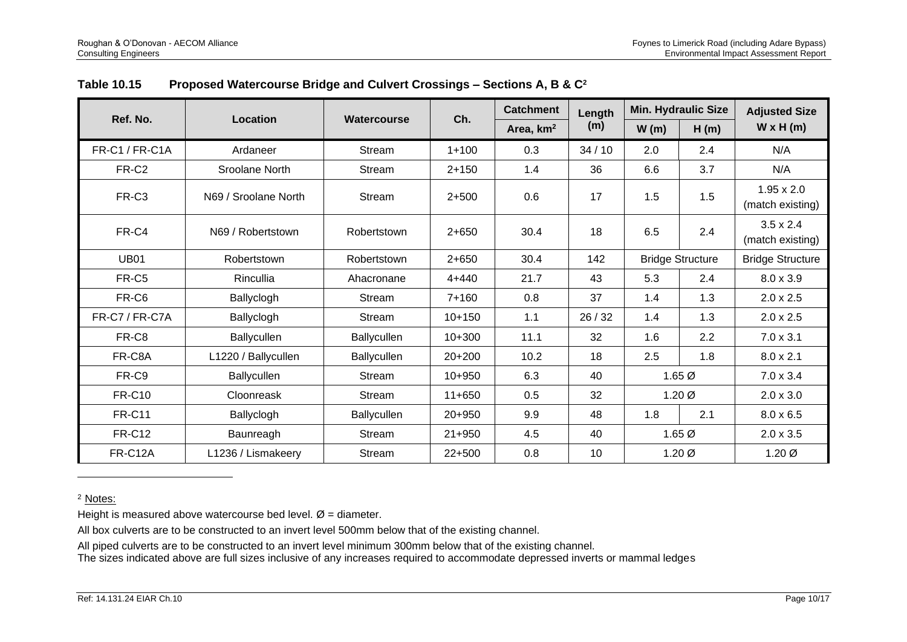**Table 10.15 Proposed Watercourse Bridge and Culvert Crossings – Sections A, B & C[2]**

| Ref. No. | Location | Watercourse | Ch. | Catchment Area, km$^2$ | Length (m) | Min. Hydraulic Size W (m) | Min. Hydraulic Size H (m) | Adjusted Size W x H (m) |
|---|---|---|---|---|---|---|---|---|
| FR-C1 / FR-C1A | Ardaneer | Stream | 1+100 | 0.3 | 34 / 10 | 2.0 | 2.4 | N/A |
| FR-C2 | Sroolane North | Stream | 2+150 | 1.4 | 36 | 6.6 | 3.7 | N/A |
| FR-C3 | N69 / Sroolane North | Stream | 2+500 | 0.6 | 17 | 1.5 | 1.5 | 1.95 x 2.0 (match existing) |
| FR-C4 | N69 / Robertstown | Robertstown | 2+650 | 30.4 | 18 | 6.5 | 2.4 | 3.5 x 2.4 (match existing) |
| UB01 | Robertstown | Robertstown | 2+650 | 30.4 | 142 | Bridge Structure | | Bridge Structure |
| FR-C5 | Rincullia | Ahacronane | 4+440 | 21.7 | 43 | 5.3 | 2.4 | 8.0 x 3.9 |
| FR-C6 | Ballyclogh | Stream | 7+160 | 0.8 | 37 | 1.4 | 1.3 | 2.0 x 2.5 |
| FR-C7 / FR-C7A | Ballyclogh | Stream | 10+150 | 1.1 | 26 / 32 | 1.4 | 1.3 | 2.0 x 2.5 |
| FR-C8 | Ballycullen | Ballycullen | 10+300 | 11.1 | 32 | 1.6 | 2.2 | 7.0 x 3.1 |
| FR-C8A | L1220 / Ballycullen | Ballycullen | 20+200 | 10.2 | 18 | 2.5 | 1.8 | 8.0 x 2.1 |
| FR-C9 | Ballycullen | Stream | 10+950 | 6.3 | 40 | 1.65 Ø | | 7.0 x 3.4 |
| FR-C10 | Cloonreask | Stream | 11+650 | 0.5 | 32 | 1.20 Ø | | 2.0 x 3.0 |
| FR-C11 | Ballyclogh | Ballycullen | 20+950 | 9.9 | 48 | 1.8 | 2.1 | 8.0 x 6.5 |
| FR-C12 | Baunreagh | Stream | 21+950 | 4.5 | 40 | 1.65 Ø | | 2.0 x 3.5 |
| FR-C12A | L1236 / Lismakeery | Stream | 22+500 | 0.8 | 10 | 1.20 Ø | | 1.20 Ø |

[2] Notes:

Height is measured above watercourse bed level. Ø = diameter.

All box culverts are to be constructed to an invert level 500mm below that of the existing channel.

All piped culverts are to be constructed to an invert level minimum 300mm below that of the existing channel.

The sizes indicated above are full sizes inclusive of any increases required to accommodate depressed inverts or mammal ledges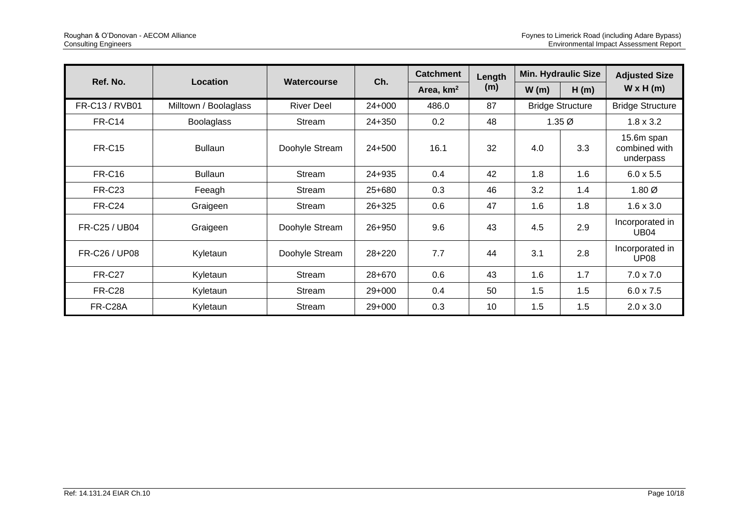| Ref. No. | Location | Watercourse | Ch. | Catchment | Length (m) | Min. Hydraulic Size | | Adjusted Size |
|---|---|---|---|---|---|---|---|---|
| | | | | Area, km$^2$ | | W (m) | H (m) | W x H (m) |
| FR-C13 / RVB01 | Milltown / Boolaglass | River Deel | 24+000 | 486.0 | 87 | Bridge Structure | | Bridge Structure |
| FR-C14 | Boolaglass | Stream | 24+350 | 0.2 | 48 | 1.35 Ø | | 1.8 x 3.2 |
| FR-C15 | Bullaun | Doohyle Stream | 24+500 | 16.1 | 32 | 4.0 | 3.3 | 15.6m span combined with underpass |
| FR-C16 | Bullaun | Stream | 24+935 | 0.4 | 42 | 1.8 | 1.6 | 6.0 x 5.5 |
| FR-C23 | Feeagh | Stream | 25+680 | 0.3 | 46 | 3.2 | 1.4 | 1.80 Ø |
| FR-C24 | Graigeen | Stream | 26+325 | 0.6 | 47 | 1.6 | 1.8 | 1.6 x 3.0 |
| FR-C25 / UB04 | Graigeen | Doohyle Stream | 26+950 | 9.6 | 43 | 4.5 | 2.9 | Incorporated in UB04 |
| FR-C26 / UP08 | Kyletaun | Doohyle Stream | 28+220 | 7.7 | 44 | 3.1 | 2.8 | Incorporated in UP08 |
| FR-C27 | Kyletaun | Stream | 28+670 | 0.6 | 43 | 1.6 | 1.7 | 7.0 x 7.0 |
| FR-C28 | Kyletaun | Stream | 29+000 | 0.4 | 50 | 1.5 | 1.5 | 6.0 x 7.5 |
| FR-C28A | Kyletaun | Stream | 29+000 | 0.3 | 10 | 1.5 | 1.5 | 2.0 x 3.0 |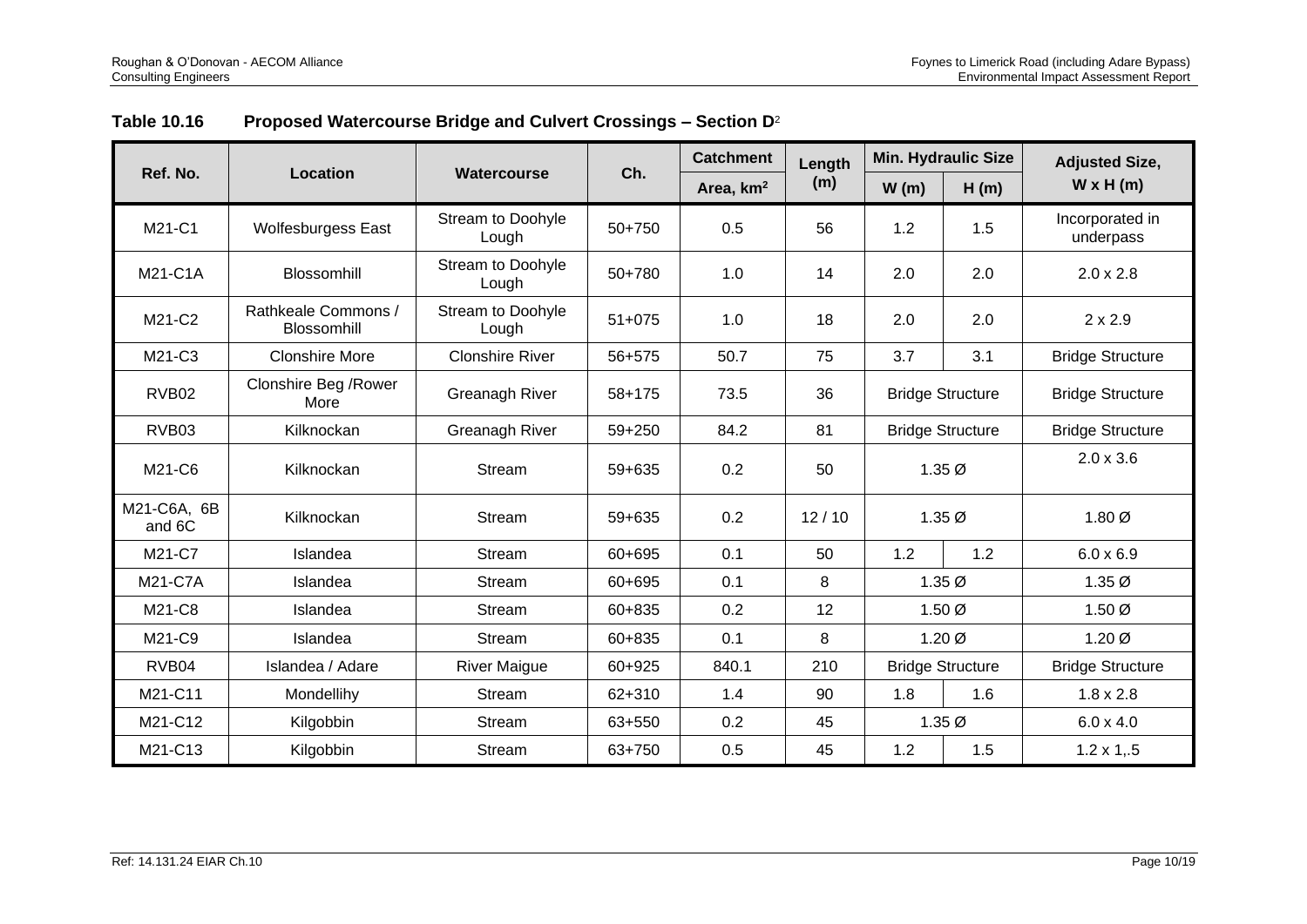**Table 10.16 Proposed Watercourse Bridge and Culvert Crossings – Section D**[2]

| Ref. No. | Location | Watercourse | Ch. | Catchment | Length (m) | Min. Hydraulic Size | | Adjusted Size, W x H (m) |
|---|---|---|---|---|---|---|---|---|
| | | | | Area, km$^2$ | | W (m) | H (m) | |
| M21-C1 | Wolfesburgess East | Stream to Doohyle Lough | 50+750 | 0.5 | 56 | 1.2 | 1.5 | Incorporated in underpass |
| M21-C1A | Blossomhill | Stream to Doohyle Lough | 50+780 | 1.0 | 14 | 2.0 | 2.0 | 2.0 x 2.8 |
| M21-C2 | Rathkeale Commons / Blossomhill | Stream to Doohyle Lough | 51+075 | 1.0 | 18 | 2.0 | 2.0 | 2 x 2.9 |
| M21-C3 | Clonshire More | Clonshire River | 56+575 | 50.7 | 75 | 3.7 | 3.1 | Bridge Structure |
| RVB02 | Clonshire Beg /Rower More | Greanagh River | 58+175 | 73.5 | 36 | Bridge Structure | | Bridge Structure |
| RVB03 | Kilknockan | Greanagh River | 59+250 | 84.2 | 81 | Bridge Structure | | Bridge Structure |
| M21-C6 | Kilknockan | Stream | 59+635 | 0.2 | 50 | 1.35 Ø | | 2.0 x 3.6 |
| M21-C6A, 6B and 6C | Kilknockan | Stream | 59+635 | 0.2 | 12 / 10 | 1.35 Ø | | 1.80 Ø |
| M21-C7 | Islandea | Stream | 60+695 | 0.1 | 50 | 1.2 | 1.2 | 6.0 x 6.9 |
| M21-C7A | Islandea | Stream | 60+695 | 0.1 | 8 | 1.35 Ø | | 1.35 Ø |
| M21-C8 | Islandea | Stream | 60+835 | 0.2 | 12 | 1.50 Ø | | 1.50 Ø |
| M21-C9 | Islandea | Stream | 60+835 | 0.1 | 8 | 1.20 Ø | | 1.20 Ø |
| RVB04 | Islandea / Adare | River Maigue | 60+925 | 840.1 | 210 | Bridge Structure | | Bridge Structure |
| M21-C11 | Mondellihy | Stream | 62+310 | 1.4 | 90 | 1.8 | 1.6 | 1.8 x 2.8 |
| M21-C12 | Kilgobbin | Stream | 63+550 | 0.2 | 45 | 1.35 Ø | | 6.0 x 4.0 |
| M21-C13 | Kilgobbin | Stream | 63+750 | 0.5 | 45 | 1.2 | 1.5 | 1.2 x 1,.5 |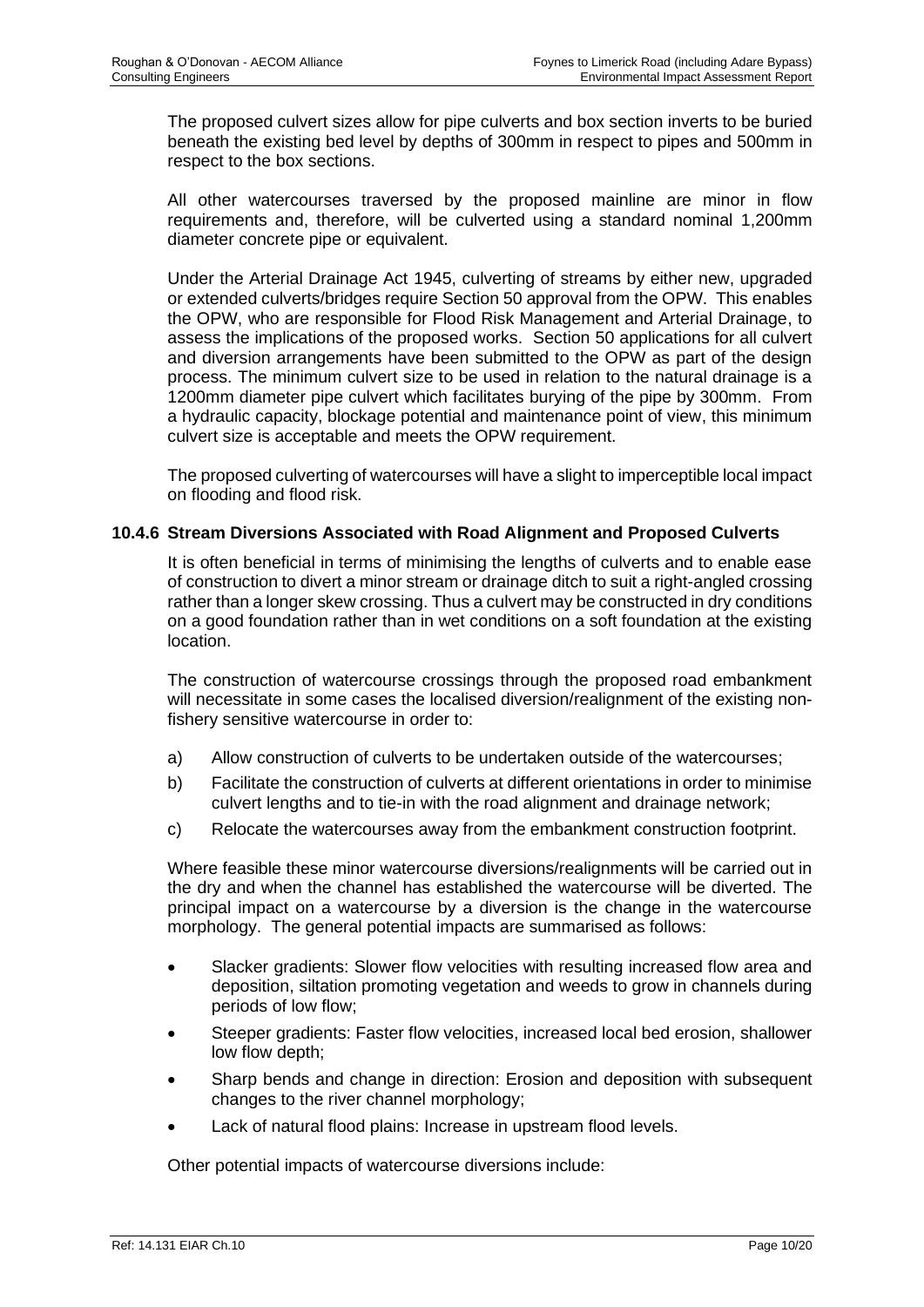The proposed culvert sizes allow for pipe culverts and box section inverts to be buried beneath the existing bed level by depths of 300mm in respect to pipes and 500mm in respect to the box sections.

All other watercourses traversed by the proposed mainline are minor in flow requirements and, therefore, will be culverted using a standard nominal 1,200mm diameter concrete pipe or equivalent.

Under the Arterial Drainage Act 1945, culverting of streams by either new, upgraded or extended culverts/bridges require Section 50 approval from the OPW. This enables the OPW, who are responsible for Flood Risk Management and Arterial Drainage, to assess the implications of the proposed works. Section 50 applications for all culvert and diversion arrangements have been submitted to the OPW as part of the design process. The minimum culvert size to be used in relation to the natural drainage is a 1200mm diameter pipe culvert which facilitates burying of the pipe by 300mm. From a hydraulic capacity, blockage potential and maintenance point of view, this minimum culvert size is acceptable and meets the OPW requirement.

The proposed culverting of watercourses will have a slight to imperceptible local impact on flooding and flood risk.

### 10.4.6 Stream Diversions Associated with Road Alignment and Proposed Culverts

It is often beneficial in terms of minimising the lengths of culverts and to enable ease of construction to divert a minor stream or drainage ditch to suit a right-angled crossing rather than a longer skew crossing. Thus a culvert may be constructed in dry conditions on a good foundation rather than in wet conditions on a soft foundation at the existing location.

The construction of watercourse crossings through the proposed road embankment will necessitate in some cases the localised diversion/realignment of the existing non-fishery sensitive watercourse in order to:

a) Allow construction of culverts to be undertaken outside of the watercourses;

b) Facilitate the construction of culverts at different orientations in order to minimise culvert lengths and to tie-in with the road alignment and drainage network;

c) Relocate the watercourses away from the embankment construction footprint.

Where feasible these minor watercourse diversions/realignments will be carried out in the dry and when the channel has established the watercourse will be diverted. The principal impact on a watercourse by a diversion is the change in the watercourse morphology. The general potential impacts are summarised as follows:

- Slacker gradients: Slower flow velocities with resulting increased flow area and deposition, siltation promoting vegetation and weeds to grow in channels during periods of low flow;
- Steeper gradients: Faster flow velocities, increased local bed erosion, shallower low flow depth;
- Sharp bends and change in direction: Erosion and deposition with subsequent changes to the river channel morphology;
- Lack of natural flood plains: Increase in upstream flood levels.

Other potential impacts of watercourse diversions include: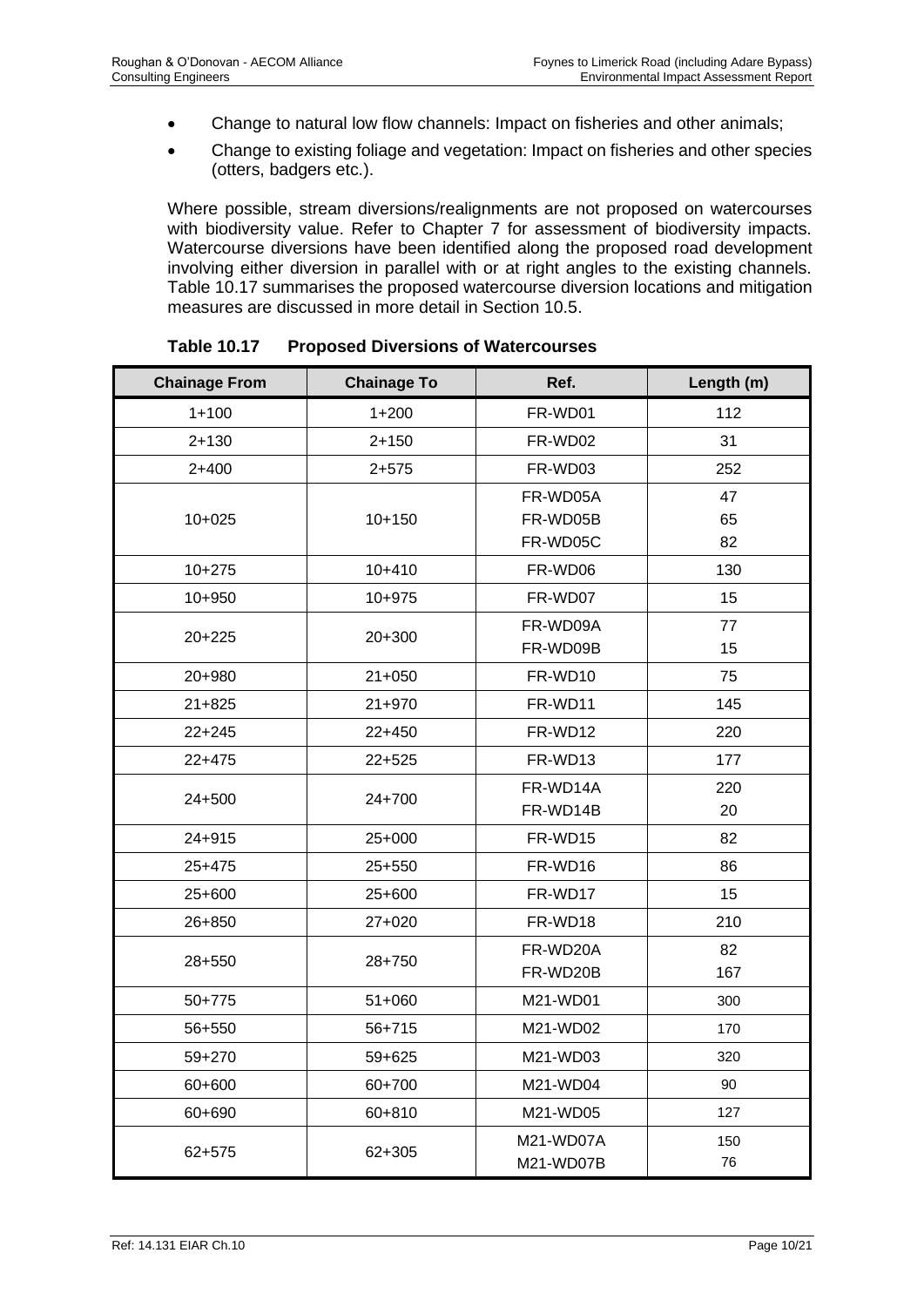- Change to natural low flow channels: Impact on fisheries and other animals;
- Change to existing foliage and vegetation: Impact on fisheries and other species (otters, badgers etc.).

Where possible, stream diversions/realignments are not proposed on watercourses with biodiversity value. Refer to Chapter 7 for assessment of biodiversity impacts. Watercourse diversions have been identified along the proposed road development involving either diversion in parallel with or at right angles to the existing channels. Table 10.17 summarises the proposed watercourse diversion locations and mitigation measures are discussed in more detail in Section 10.5.

**Table 10.17 Proposed Diversions of Watercourses**

| Chainage From | Chainage To | Ref. | Length (m) |
|---|---|---|---|
| 1+100 | 1+200 | FR-WD01 | 112 |
| 2+130 | 2+150 | FR-WD02 | 31 |
| 2+400 | 2+575 | FR-WD03 | 252 |
| 10+025 | 10+150 | FR-WD05A<br>FR-WD05B<br>FR-WD05C | 47<br>65<br>82 |
| 10+275 | 10+410 | FR-WD06 | 130 |
| 10+950 | 10+975 | FR-WD07 | 15 |
| 20+225 | 20+300 | FR-WD09A<br>FR-WD09B | 77<br>15 |
| 20+980 | 21+050 | FR-WD10 | 75 |
| 21+825 | 21+970 | FR-WD11 | 145 |
| 22+245 | 22+450 | FR-WD12 | 220 |
| 22+475 | 22+525 | FR-WD13 | 177 |
| 24+500 | 24+700 | FR-WD14A<br>FR-WD14B | 220<br>20 |
| 24+915 | 25+000 | FR-WD15 | 82 |
| 25+475 | 25+550 | FR-WD16 | 86 |
| 25+600 | 25+600 | FR-WD17 | 15 |
| 26+850 | 27+020 | FR-WD18 | 210 |
| 28+550 | 28+750 | FR-WD20A<br>FR-WD20B | 82<br>167 |
| 50+775 | 51+060 | M21-WD01 | 300 |
| 56+550 | 56+715 | M21-WD02 | 170 |
| 59+270 | 59+625 | M21-WD03 | 320 |
| 60+600 | 60+700 | M21-WD04 | 90 |
| 60+690 | 60+810 | M21-WD05 | 127 |
| 62+575 | 62+305 | M21-WD07A<br>M21-WD07B | 150<br>76 |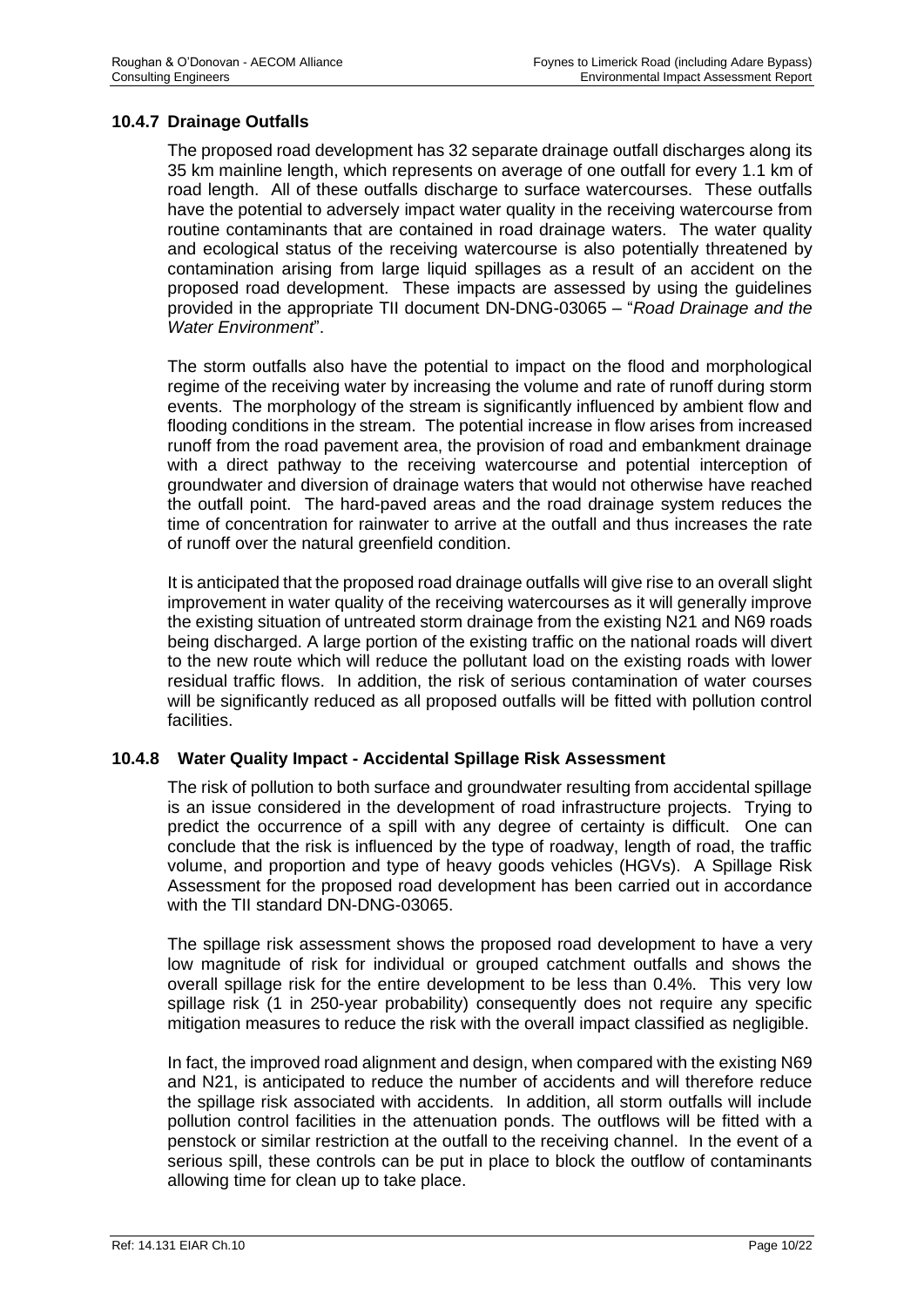### 10.4.7 Drainage Outfalls

The proposed road development has 32 separate drainage outfall discharges along its 35 km mainline length, which represents on average of one outfall for every 1.1 km of road length. All of these outfalls discharge to surface watercourses. These outfalls have the potential to adversely impact water quality in the receiving watercourse from routine contaminants that are contained in road drainage waters. The water quality and ecological status of the receiving watercourse is also potentially threatened by contamination arising from large liquid spillages as a result of an accident on the proposed road development. These impacts are assessed by using the guidelines provided in the appropriate TII document DN-DNG-03065 – "*Road Drainage and the Water Environment*".

The storm outfalls also have the potential to impact on the flood and morphological regime of the receiving water by increasing the volume and rate of runoff during storm events. The morphology of the stream is significantly influenced by ambient flow and flooding conditions in the stream. The potential increase in flow arises from increased runoff from the road pavement area, the provision of road and embankment drainage with a direct pathway to the receiving watercourse and potential interception of groundwater and diversion of drainage waters that would not otherwise have reached the outfall point. The hard-paved areas and the road drainage system reduces the time of concentration for rainwater to arrive at the outfall and thus increases the rate of runoff over the natural greenfield condition.

It is anticipated that the proposed road drainage outfalls will give rise to an overall slight improvement in water quality of the receiving watercourses as it will generally improve the existing situation of untreated storm drainage from the existing N21 and N69 roads being discharged. A large portion of the existing traffic on the national roads will divert to the new route which will reduce the pollutant load on the existing roads with lower residual traffic flows. In addition, the risk of serious contamination of water courses will be significantly reduced as all proposed outfalls will be fitted with pollution control facilities.

### 10.4.8 Water Quality Impact - Accidental Spillage Risk Assessment

The risk of pollution to both surface and groundwater resulting from accidental spillage is an issue considered in the development of road infrastructure projects. Trying to predict the occurrence of a spill with any degree of certainty is difficult. One can conclude that the risk is influenced by the type of roadway, length of road, the traffic volume, and proportion and type of heavy goods vehicles (HGVs). A Spillage Risk Assessment for the proposed road development has been carried out in accordance with the TII standard DN-DNG-03065.

The spillage risk assessment shows the proposed road development to have a very low magnitude of risk for individual or grouped catchment outfalls and shows the overall spillage risk for the entire development to be less than 0.4%. This very low spillage risk (1 in 250-year probability) consequently does not require any specific mitigation measures to reduce the risk with the overall impact classified as negligible.

In fact, the improved road alignment and design, when compared with the existing N69 and N21, is anticipated to reduce the number of accidents and will therefore reduce the spillage risk associated with accidents. In addition, all storm outfalls will include pollution control facilities in the attenuation ponds. The outflows will be fitted with a penstock or similar restriction at the outfall to the receiving channel. In the event of a serious spill, these controls can be put in place to block the outflow of contaminants allowing time for clean up to take place.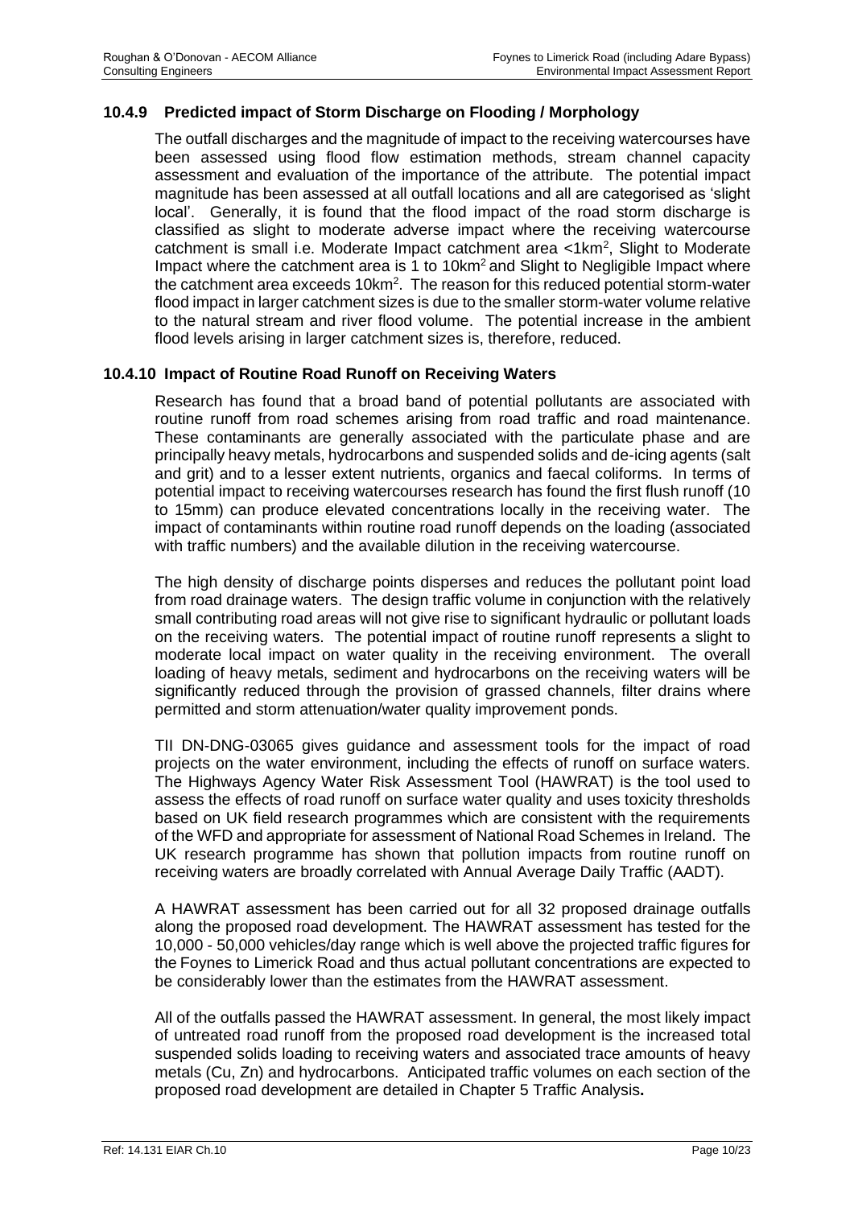### 10.4.9 Predicted impact of Storm Discharge on Flooding / Morphology

The outfall discharges and the magnitude of impact to the receiving watercourses have been assessed using flood flow estimation methods, stream channel capacity assessment and evaluation of the importance of the attribute. The potential impact magnitude has been assessed at all outfall locations and all are categorised as 'slight local'. Generally, it is found that the flood impact of the road storm discharge is classified as slight to moderate adverse impact where the receiving watercourse catchment is small i.e. Moderate Impact catchment area <1km$^2$, Slight to Moderate Impact where the catchment area is 1 to 10km$^2$ and Slight to Negligible Impact where the catchment area exceeds 10km$^2$. The reason for this reduced potential storm-water flood impact in larger catchment sizes is due to the smaller storm-water volume relative to the natural stream and river flood volume. The potential increase in the ambient flood levels arising in larger catchment sizes is, therefore, reduced.

### 10.4.10 Impact of Routine Road Runoff on Receiving Waters

Research has found that a broad band of potential pollutants are associated with routine runoff from road schemes arising from road traffic and road maintenance. These contaminants are generally associated with the particulate phase and are principally heavy metals, hydrocarbons and suspended solids and de-icing agents (salt and grit) and to a lesser extent nutrients, organics and faecal coliforms. In terms of potential impact to receiving watercourses research has found the first flush runoff (10 to 15mm) can produce elevated concentrations locally in the receiving water. The impact of contaminants within routine road runoff depends on the loading (associated with traffic numbers) and the available dilution in the receiving watercourse.

The high density of discharge points disperses and reduces the pollutant point load from road drainage waters. The design traffic volume in conjunction with the relatively small contributing road areas will not give rise to significant hydraulic or pollutant loads on the receiving waters. The potential impact of routine runoff represents a slight to moderate local impact on water quality in the receiving environment. The overall loading of heavy metals, sediment and hydrocarbons on the receiving waters will be significantly reduced through the provision of grassed channels, filter drains where permitted and storm attenuation/water quality improvement ponds.

TII DN-DNG-03065 gives guidance and assessment tools for the impact of road projects on the water environment, including the effects of runoff on surface waters. The Highways Agency Water Risk Assessment Tool (HAWRAT) is the tool used to assess the effects of road runoff on surface water quality and uses toxicity thresholds based on UK field research programmes which are consistent with the requirements of the WFD and appropriate for assessment of National Road Schemes in Ireland. The UK research programme has shown that pollution impacts from routine runoff on receiving waters are broadly correlated with Annual Average Daily Traffic (AADT).

A HAWRAT assessment has been carried out for all 32 proposed drainage outfalls along the proposed road development. The HAWRAT assessment has tested for the 10,000 - 50,000 vehicles/day range which is well above the projected traffic figures for the Foynes to Limerick Road and thus actual pollutant concentrations are expected to be considerably lower than the estimates from the HAWRAT assessment.

All of the outfalls passed the HAWRAT assessment. In general, the most likely impact of untreated road runoff from the proposed road development is the increased total suspended solids loading to receiving waters and associated trace amounts of heavy metals (Cu, Zn) and hydrocarbons. Anticipated traffic volumes on each section of the proposed road development are detailed in Chapter 5 Traffic Analysis**.**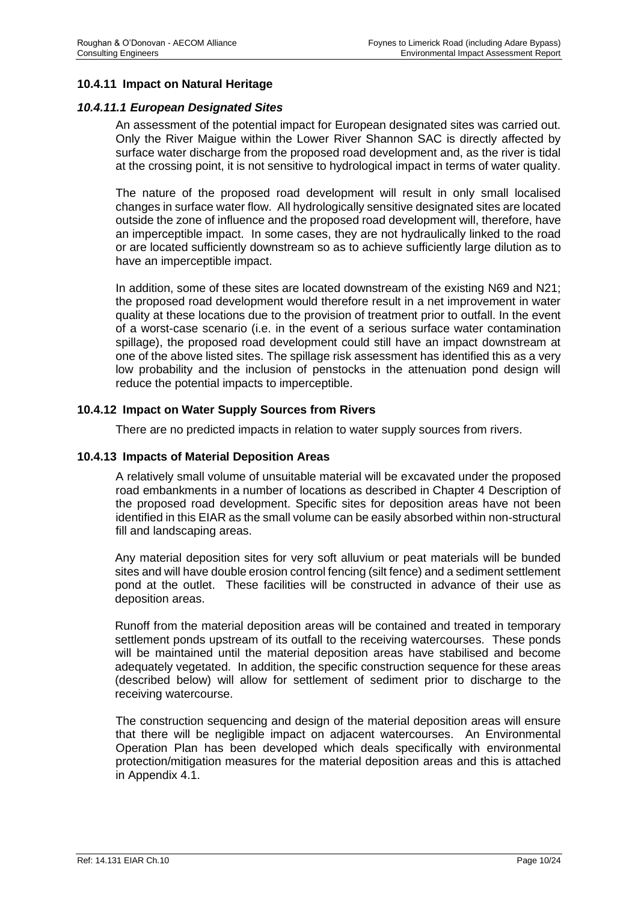### 10.4.11 Impact on Natural Heritage

#### *10.4.11.1 European Designated Sites*

An assessment of the potential impact for European designated sites was carried out. Only the River Maigue within the Lower River Shannon SAC is directly affected by surface water discharge from the proposed road development and, as the river is tidal at the crossing point, it is not sensitive to hydrological impact in terms of water quality.

The nature of the proposed road development will result in only small localised changes in surface water flow. All hydrologically sensitive designated sites are located outside the zone of influence and the proposed road development will, therefore, have an imperceptible impact. In some cases, they are not hydraulically linked to the road or are located sufficiently downstream so as to achieve sufficiently large dilution as to have an imperceptible impact.

In addition, some of these sites are located downstream of the existing N69 and N21; the proposed road development would therefore result in a net improvement in water quality at these locations due to the provision of treatment prior to outfall. In the event of a worst-case scenario (i.e. in the event of a serious surface water contamination spillage), the proposed road development could still have an impact downstream at one of the above listed sites. The spillage risk assessment has identified this as a very low probability and the inclusion of penstocks in the attenuation pond design will reduce the potential impacts to imperceptible.

### 10.4.12 Impact on Water Supply Sources from Rivers

There are no predicted impacts in relation to water supply sources from rivers.

### 10.4.13 Impacts of Material Deposition Areas

A relatively small volume of unsuitable material will be excavated under the proposed road embankments in a number of locations as described in Chapter 4 Description of the proposed road development. Specific sites for deposition areas have not been identified in this EIAR as the small volume can be easily absorbed within non-structural fill and landscaping areas.

Any material deposition sites for very soft alluvium or peat materials will be bunded sites and will have double erosion control fencing (silt fence) and a sediment settlement pond at the outlet. These facilities will be constructed in advance of their use as deposition areas.

Runoff from the material deposition areas will be contained and treated in temporary settlement ponds upstream of its outfall to the receiving watercourses. These ponds will be maintained until the material deposition areas have stabilised and become adequately vegetated. In addition, the specific construction sequence for these areas (described below) will allow for settlement of sediment prior to discharge to the receiving watercourse.

The construction sequencing and design of the material deposition areas will ensure that there will be negligible impact on adjacent watercourses. An Environmental Operation Plan has been developed which deals specifically with environmental protection/mitigation measures for the material deposition areas and this is attached in Appendix 4.1.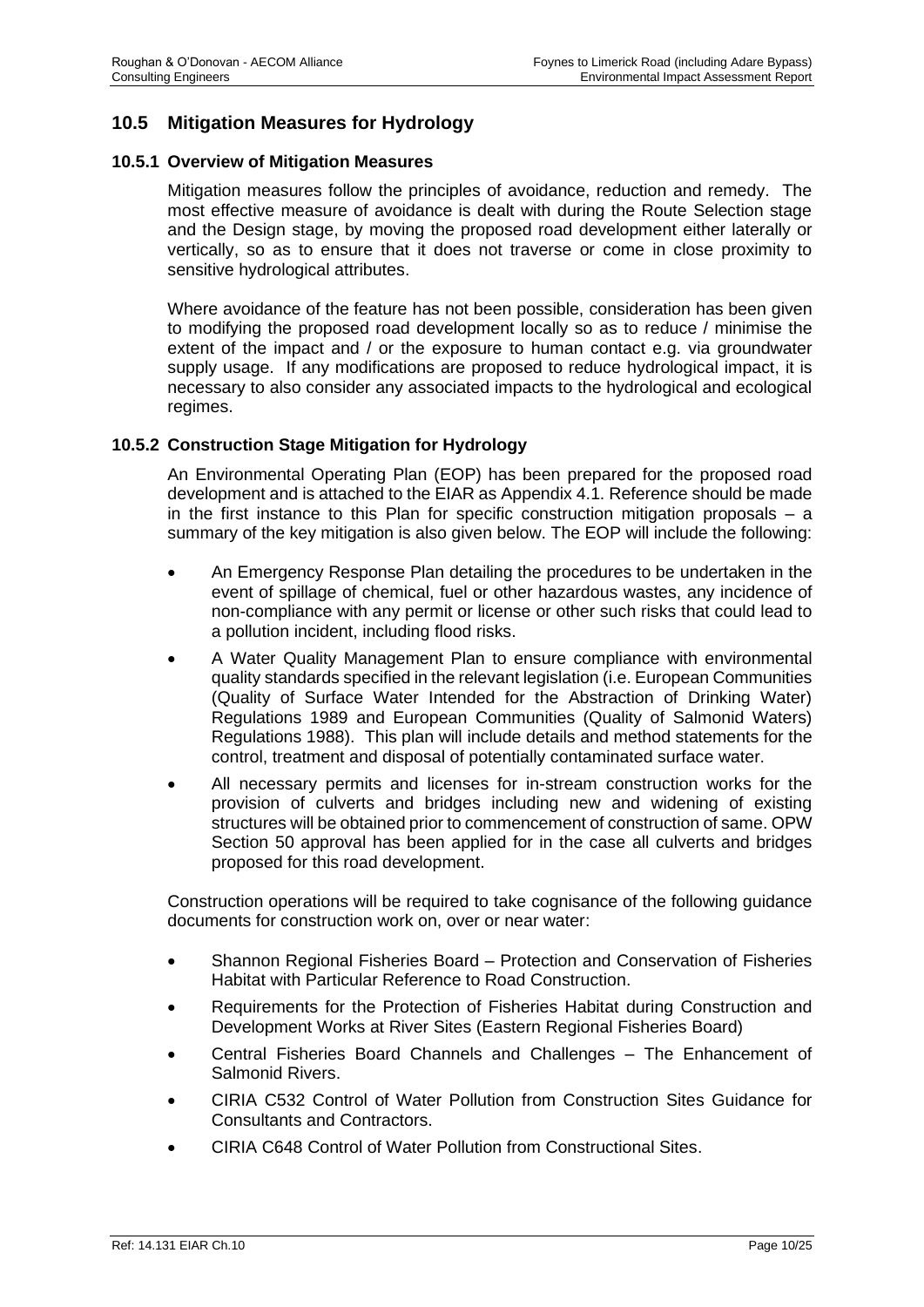## 10.5 Mitigation Measures for Hydrology

### 10.5.1 Overview of Mitigation Measures

Mitigation measures follow the principles of avoidance, reduction and remedy. The most effective measure of avoidance is dealt with during the Route Selection stage and the Design stage, by moving the proposed road development either laterally or vertically, so as to ensure that it does not traverse or come in close proximity to sensitive hydrological attributes.

Where avoidance of the feature has not been possible, consideration has been given to modifying the proposed road development locally so as to reduce / minimise the extent of the impact and / or the exposure to human contact e.g. via groundwater supply usage. If any modifications are proposed to reduce hydrological impact, it is necessary to also consider any associated impacts to the hydrological and ecological regimes.

### 10.5.2 Construction Stage Mitigation for Hydrology

An Environmental Operating Plan (EOP) has been prepared for the proposed road development and is attached to the EIAR as Appendix 4.1. Reference should be made in the first instance to this Plan for specific construction mitigation proposals – a summary of the key mitigation is also given below. The EOP will include the following:

- An Emergency Response Plan detailing the procedures to be undertaken in the event of spillage of chemical, fuel or other hazardous wastes, any incidence of non-compliance with any permit or license or other such risks that could lead to a pollution incident, including flood risks.
- A Water Quality Management Plan to ensure compliance with environmental quality standards specified in the relevant legislation (i.e. European Communities (Quality of Surface Water Intended for the Abstraction of Drinking Water) Regulations 1989 and European Communities (Quality of Salmonid Waters) Regulations 1988). This plan will include details and method statements for the control, treatment and disposal of potentially contaminated surface water.
- All necessary permits and licenses for in-stream construction works for the provision of culverts and bridges including new and widening of existing structures will be obtained prior to commencement of construction of same. OPW Section 50 approval has been applied for in the case all culverts and bridges proposed for this road development.

Construction operations will be required to take cognisance of the following guidance documents for construction work on, over or near water:

- Shannon Regional Fisheries Board – Protection and Conservation of Fisheries Habitat with Particular Reference to Road Construction.
- Requirements for the Protection of Fisheries Habitat during Construction and Development Works at River Sites (Eastern Regional Fisheries Board)
- Central Fisheries Board Channels and Challenges – The Enhancement of Salmonid Rivers.
- CIRIA C532 Control of Water Pollution from Construction Sites Guidance for Consultants and Contractors.
- CIRIA C648 Control of Water Pollution from Constructional Sites.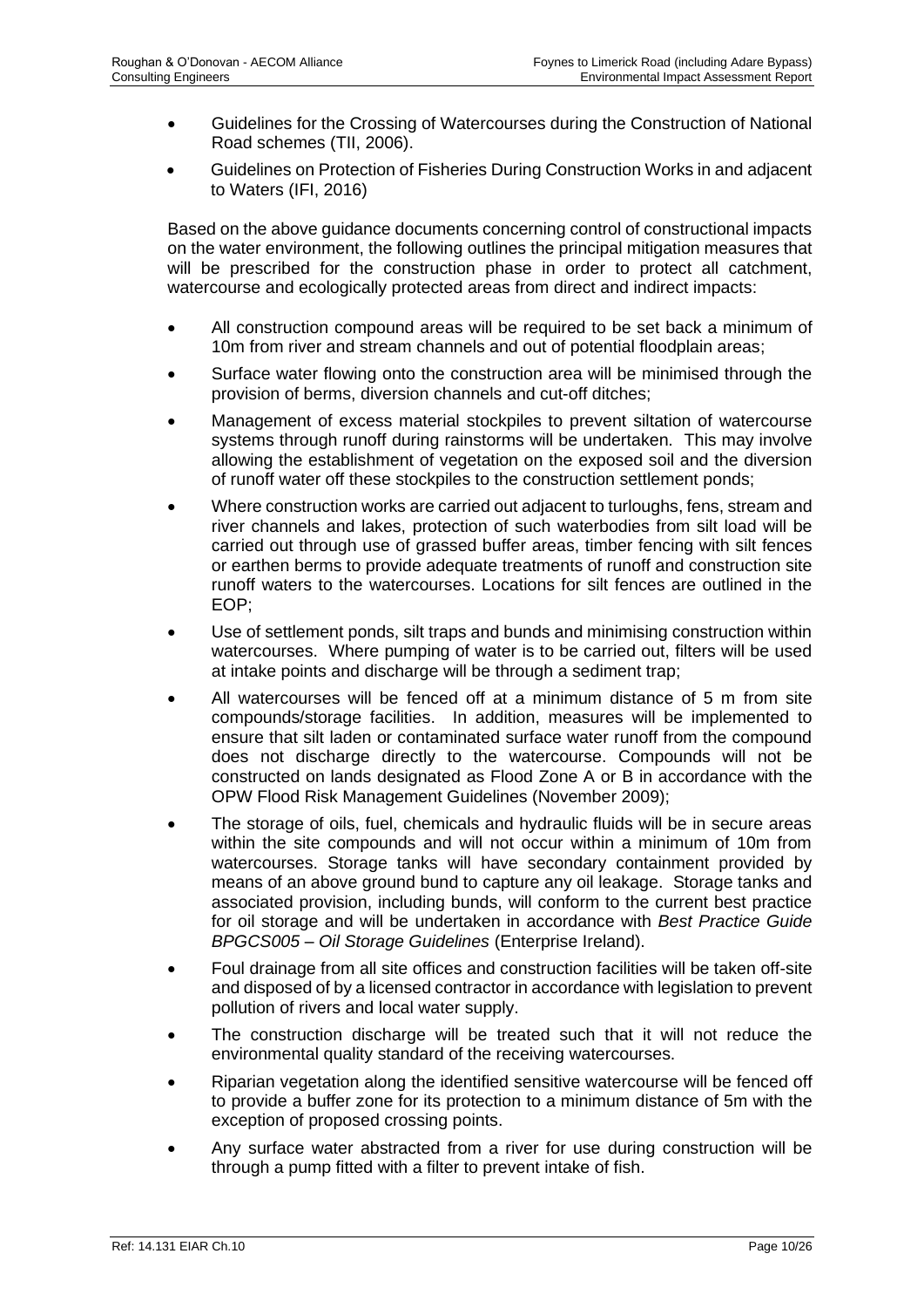- Guidelines for the Crossing of Watercourses during the Construction of National Road schemes (TII, 2006).
- Guidelines on Protection of Fisheries During Construction Works in and adjacent to Waters (IFI, 2016)

Based on the above guidance documents concerning control of constructional impacts on the water environment, the following outlines the principal mitigation measures that will be prescribed for the construction phase in order to protect all catchment, watercourse and ecologically protected areas from direct and indirect impacts:

- All construction compound areas will be required to be set back a minimum of 10m from river and stream channels and out of potential floodplain areas;
- Surface water flowing onto the construction area will be minimised through the provision of berms, diversion channels and cut-off ditches;
- Management of excess material stockpiles to prevent siltation of watercourse systems through runoff during rainstorms will be undertaken. This may involve allowing the establishment of vegetation on the exposed soil and the diversion of runoff water off these stockpiles to the construction settlement ponds;
- Where construction works are carried out adjacent to turloughs, fens, stream and river channels and lakes, protection of such waterbodies from silt load will be carried out through use of grassed buffer areas, timber fencing with silt fences or earthen berms to provide adequate treatments of runoff and construction site runoff waters to the watercourses. Locations for silt fences are outlined in the EOP;
- Use of settlement ponds, silt traps and bunds and minimising construction within watercourses. Where pumping of water is to be carried out, filters will be used at intake points and discharge will be through a sediment trap;
- All watercourses will be fenced off at a minimum distance of 5 m from site compounds/storage facilities. In addition, measures will be implemented to ensure that silt laden or contaminated surface water runoff from the compound does not discharge directly to the watercourse. Compounds will not be constructed on lands designated as Flood Zone A or B in accordance with the OPW Flood Risk Management Guidelines (November 2009);
- The storage of oils, fuel, chemicals and hydraulic fluids will be in secure areas within the site compounds and will not occur within a minimum of 10m from watercourses. Storage tanks will have secondary containment provided by means of an above ground bund to capture any oil leakage. Storage tanks and associated provision, including bunds, will conform to the current best practice for oil storage and will be undertaken in accordance with *Best Practice Guide BPGCS005 – Oil Storage Guidelines* (Enterprise Ireland).
- Foul drainage from all site offices and construction facilities will be taken off-site and disposed of by a licensed contractor in accordance with legislation to prevent pollution of rivers and local water supply.
- The construction discharge will be treated such that it will not reduce the environmental quality standard of the receiving watercourses.
- Riparian vegetation along the identified sensitive watercourse will be fenced off to provide a buffer zone for its protection to a minimum distance of 5m with the exception of proposed crossing points.
- Any surface water abstracted from a river for use during construction will be through a pump fitted with a filter to prevent intake of fish.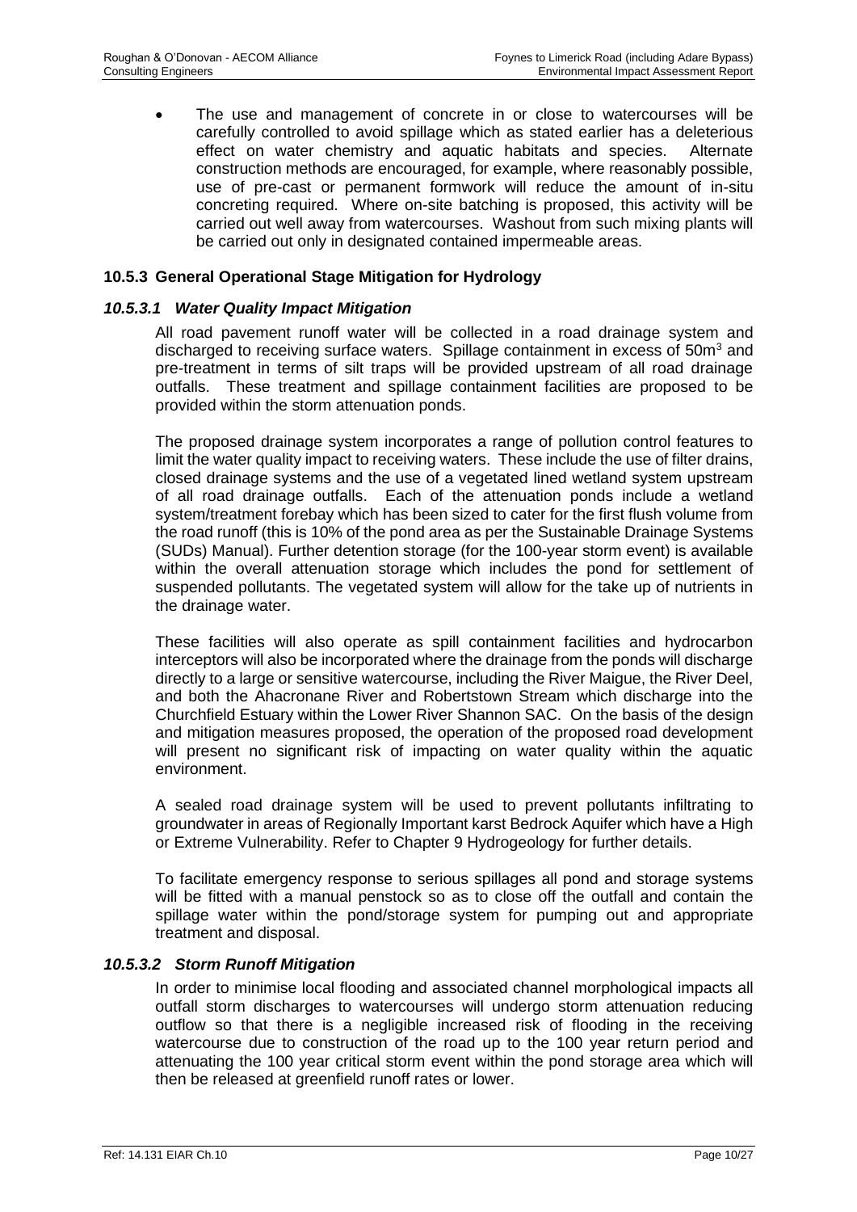- The use and management of concrete in or close to watercourses will be carefully controlled to avoid spillage which as stated earlier has a deleterious effect on water chemistry and aquatic habitats and species. Alternate construction methods are encouraged, for example, where reasonably possible, use of pre-cast or permanent formwork will reduce the amount of in-situ concreting required. Where on-site batching is proposed, this activity will be carried out well away from watercourses. Washout from such mixing plants will be carried out only in designated contained impermeable areas.

### 10.5.3 General Operational Stage Mitigation for Hydrology

#### *10.5.3.1 Water Quality Impact Mitigation*

All road pavement runoff water will be collected in a road drainage system and discharged to receiving surface waters. Spillage containment in excess of $50m^3$ and pre-treatment in terms of silt traps will be provided upstream of all road drainage outfalls. These treatment and spillage containment facilities are proposed to be provided within the storm attenuation ponds.

The proposed drainage system incorporates a range of pollution control features to limit the water quality impact to receiving waters. These include the use of filter drains, closed drainage systems and the use of a vegetated lined wetland system upstream of all road drainage outfalls. Each of the attenuation ponds include a wetland system/treatment forebay which has been sized to cater for the first flush volume from the road runoff (this is 10% of the pond area as per the Sustainable Drainage Systems (SUDs) Manual). Further detention storage (for the 100-year storm event) is available within the overall attenuation storage which includes the pond for settlement of suspended pollutants. The vegetated system will allow for the take up of nutrients in the drainage water.

These facilities will also operate as spill containment facilities and hydrocarbon interceptors will also be incorporated where the drainage from the ponds will discharge directly to a large or sensitive watercourse, including the River Maigue, the River Deel, and both the Ahacronane River and Robertstown Stream which discharge into the Churchfield Estuary within the Lower River Shannon SAC. On the basis of the design and mitigation measures proposed, the operation of the proposed road development will present no significant risk of impacting on water quality within the aquatic environment.

A sealed road drainage system will be used to prevent pollutants infiltrating to groundwater in areas of Regionally Important karst Bedrock Aquifer which have a High or Extreme Vulnerability. Refer to Chapter 9 Hydrogeology for further details.

To facilitate emergency response to serious spillages all pond and storage systems will be fitted with a manual penstock so as to close off the outfall and contain the spillage water within the pond/storage system for pumping out and appropriate treatment and disposal.

#### *10.5.3.2 Storm Runoff Mitigation*

In order to minimise local flooding and associated channel morphological impacts all outfall storm discharges to watercourses will undergo storm attenuation reducing outflow so that there is a negligible increased risk of flooding in the receiving watercourse due to construction of the road up to the 100 year return period and attenuating the 100 year critical storm event within the pond storage area which will then be released at greenfield runoff rates or lower.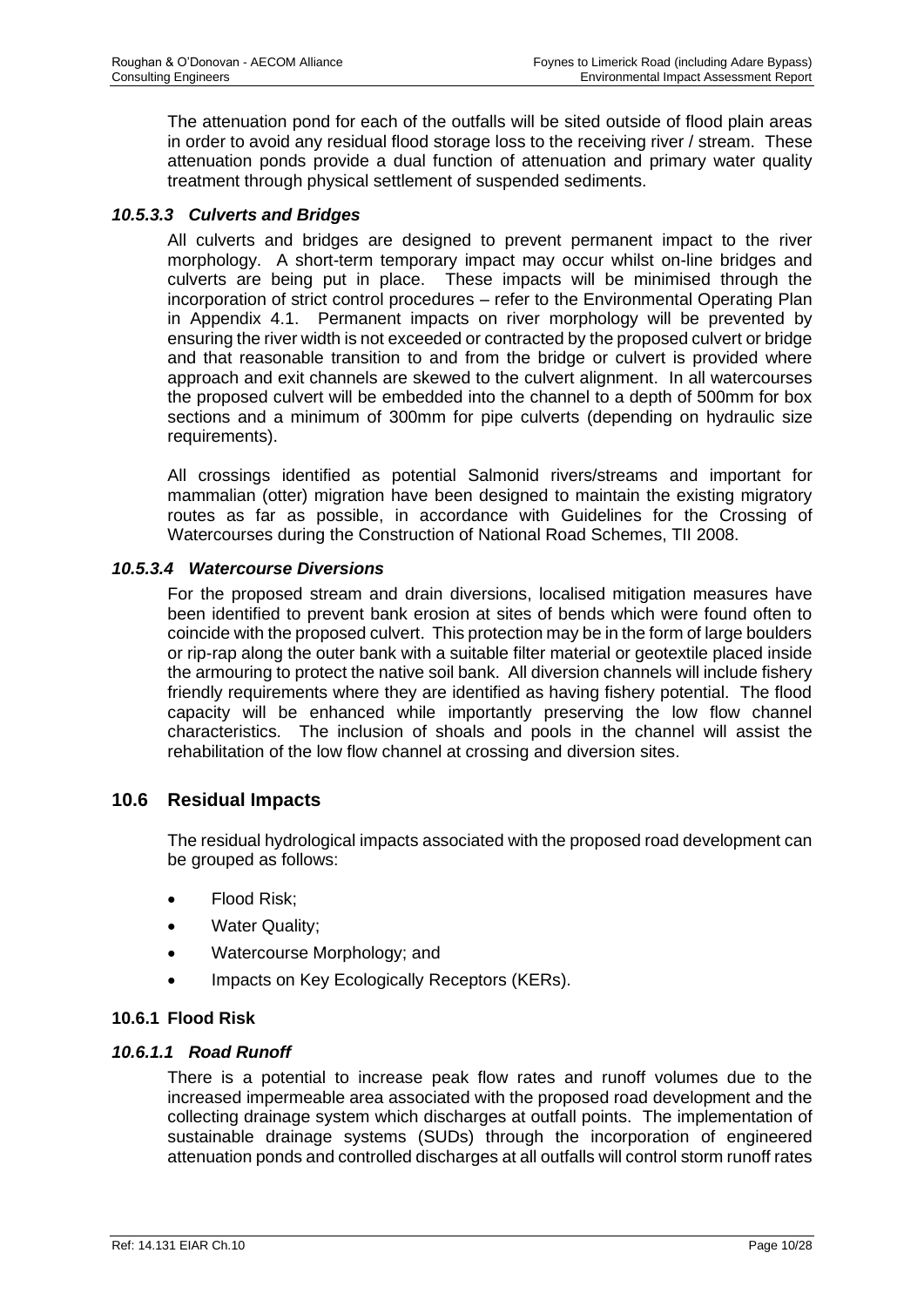The attenuation pond for each of the outfalls will be sited outside of flood plain areas in order to avoid any residual flood storage loss to the receiving river / stream. These attenuation ponds provide a dual function of attenuation and primary water quality treatment through physical settlement of suspended sediments.

#### *10.5.3.3 Culverts and Bridges*

All culverts and bridges are designed to prevent permanent impact to the river morphology. A short-term temporary impact may occur whilst on-line bridges and culverts are being put in place. These impacts will be minimised through the incorporation of strict control procedures – refer to the Environmental Operating Plan in Appendix 4.1. Permanent impacts on river morphology will be prevented by ensuring the river width is not exceeded or contracted by the proposed culvert or bridge and that reasonable transition to and from the bridge or culvert is provided where approach and exit channels are skewed to the culvert alignment. In all watercourses the proposed culvert will be embedded into the channel to a depth of 500mm for box sections and a minimum of 300mm for pipe culverts (depending on hydraulic size requirements).

All crossings identified as potential Salmonid rivers/streams and important for mammalian (otter) migration have been designed to maintain the existing migratory routes as far as possible, in accordance with Guidelines for the Crossing of Watercourses during the Construction of National Road Schemes, TII 2008.

#### *10.5.3.4 Watercourse Diversions*

For the proposed stream and drain diversions, localised mitigation measures have been identified to prevent bank erosion at sites of bends which were found often to coincide with the proposed culvert. This protection may be in the form of large boulders or rip-rap along the outer bank with a suitable filter material or geotextile placed inside the armouring to protect the native soil bank. All diversion channels will include fishery friendly requirements where they are identified as having fishery potential. The flood capacity will be enhanced while importantly preserving the low flow channel characteristics. The inclusion of shoals and pools in the channel will assist the rehabilitation of the low flow channel at crossing and diversion sites.

## 10.6 Residual Impacts

The residual hydrological impacts associated with the proposed road development can be grouped as follows:

- Flood Risk;
- Water Quality;
- Watercourse Morphology; and
- Impacts on Key Ecologically Receptors (KERs).

### 10.6.1 Flood Risk

#### *10.6.1.1 Road Runoff*

There is a potential to increase peak flow rates and runoff volumes due to the increased impermeable area associated with the proposed road development and the collecting drainage system which discharges at outfall points. The implementation of sustainable drainage systems (SUDs) through the incorporation of engineered attenuation ponds and controlled discharges at all outfalls will control storm runoff rates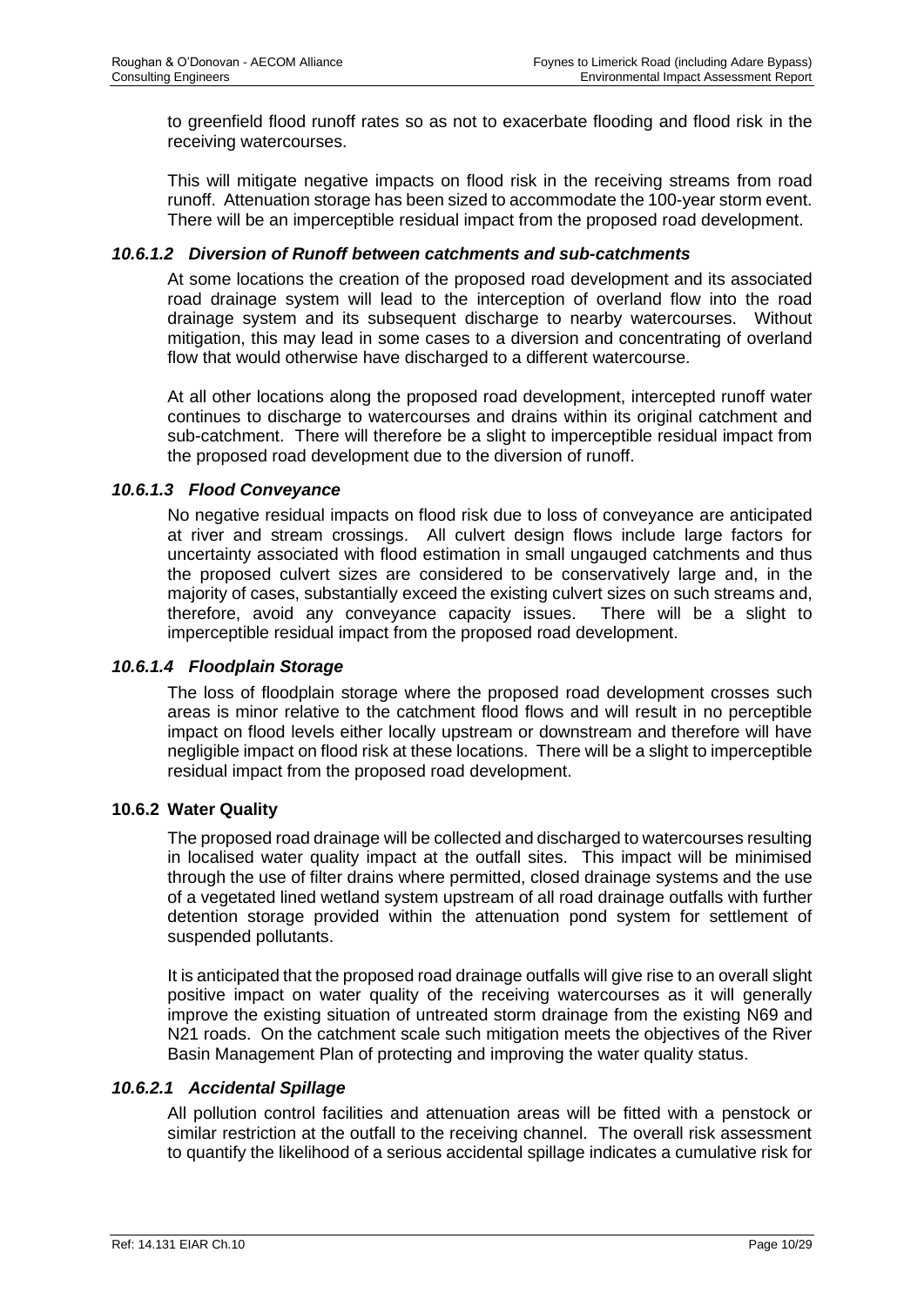to greenfield flood runoff rates so as not to exacerbate flooding and flood risk in the receiving watercourses.

This will mitigate negative impacts on flood risk in the receiving streams from road runoff. Attenuation storage has been sized to accommodate the 100-year storm event. There will be an imperceptible residual impact from the proposed road development.

#### *10.6.1.2 Diversion of Runoff between catchments and sub-catchments*

At some locations the creation of the proposed road development and its associated road drainage system will lead to the interception of overland flow into the road drainage system and its subsequent discharge to nearby watercourses. Without mitigation, this may lead in some cases to a diversion and concentrating of overland flow that would otherwise have discharged to a different watercourse.

At all other locations along the proposed road development, intercepted runoff water continues to discharge to watercourses and drains within its original catchment and sub-catchment. There will therefore be a slight to imperceptible residual impact from the proposed road development due to the diversion of runoff.

#### *10.6.1.3 Flood Conveyance*

No negative residual impacts on flood risk due to loss of conveyance are anticipated at river and stream crossings. All culvert design flows include large factors for uncertainty associated with flood estimation in small ungauged catchments and thus the proposed culvert sizes are considered to be conservatively large and, in the majority of cases, substantially exceed the existing culvert sizes on such streams and, therefore, avoid any conveyance capacity issues. There will be a slight to imperceptible residual impact from the proposed road development.

#### *10.6.1.4 Floodplain Storage*

The loss of floodplain storage where the proposed road development crosses such areas is minor relative to the catchment flood flows and will result in no perceptible impact on flood levels either locally upstream or downstream and therefore will have negligible impact on flood risk at these locations. There will be a slight to imperceptible residual impact from the proposed road development.

### 10.6.2 Water Quality

The proposed road drainage will be collected and discharged to watercourses resulting in localised water quality impact at the outfall sites. This impact will be minimised through the use of filter drains where permitted, closed drainage systems and the use of a vegetated lined wetland system upstream of all road drainage outfalls with further detention storage provided within the attenuation pond system for settlement of suspended pollutants.

It is anticipated that the proposed road drainage outfalls will give rise to an overall slight positive impact on water quality of the receiving watercourses as it will generally improve the existing situation of untreated storm drainage from the existing N69 and N21 roads. On the catchment scale such mitigation meets the objectives of the River Basin Management Plan of protecting and improving the water quality status.

#### *10.6.2.1 Accidental Spillage*

All pollution control facilities and attenuation areas will be fitted with a penstock or similar restriction at the outfall to the receiving channel. The overall risk assessment to quantify the likelihood of a serious accidental spillage indicates a cumulative risk for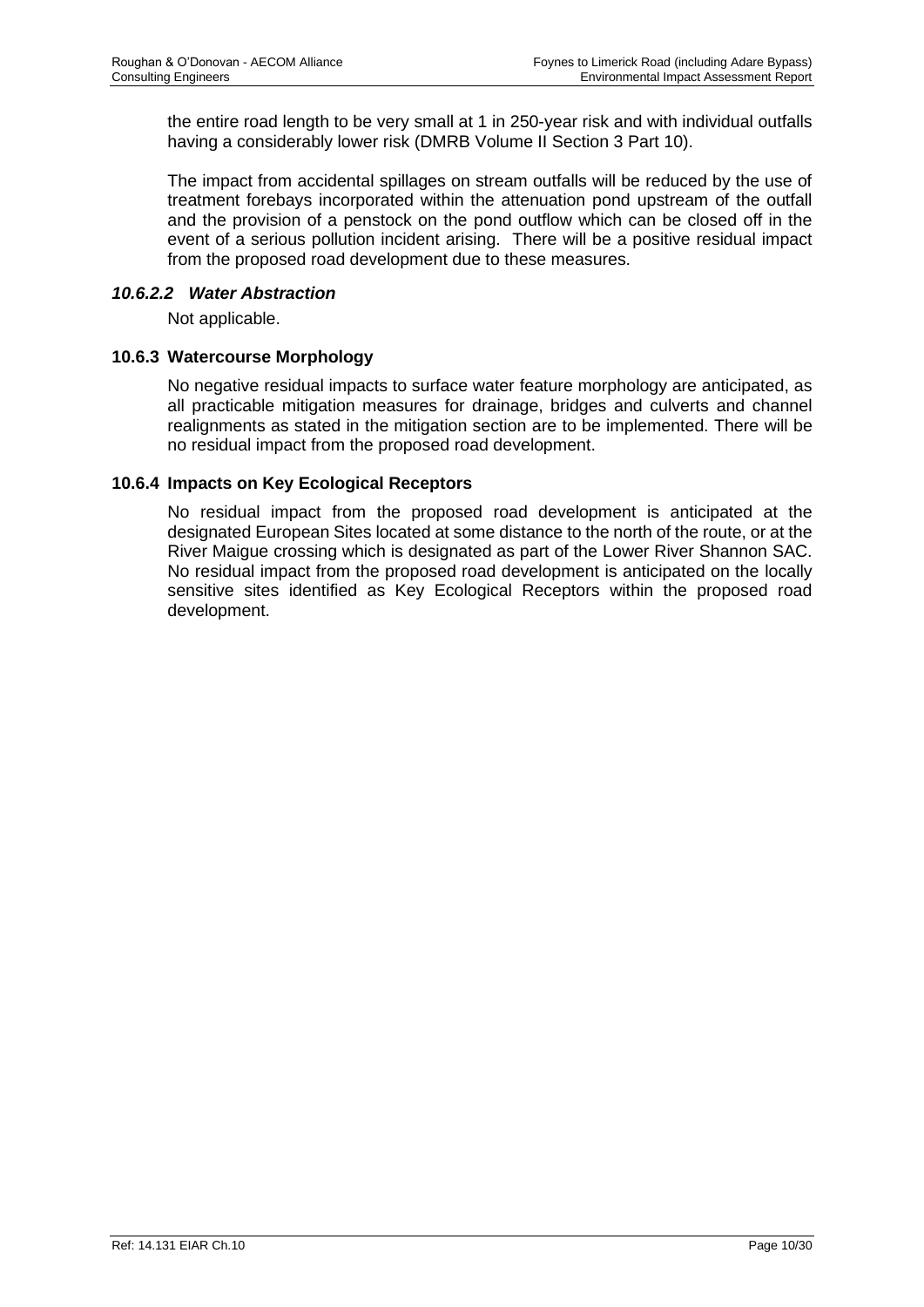the entire road length to be very small at 1 in 250-year risk and with individual outfalls having a considerably lower risk (DMRB Volume II Section 3 Part 10).

The impact from accidental spillages on stream outfalls will be reduced by the use of treatment forebays incorporated within the attenuation pond upstream of the outfall and the provision of a penstock on the pond outflow which can be closed off in the event of a serious pollution incident arising. There will be a positive residual impact from the proposed road development due to these measures.

#### *10.6.2.2 Water Abstraction*

Not applicable.

### 10.6.3 Watercourse Morphology

No negative residual impacts to surface water feature morphology are anticipated, as all practicable mitigation measures for drainage, bridges and culverts and channel realignments as stated in the mitigation section are to be implemented. There will be no residual impact from the proposed road development.

### 10.6.4 Impacts on Key Ecological Receptors

No residual impact from the proposed road development is anticipated at the designated European Sites located at some distance to the north of the route, or at the River Maigue crossing which is designated as part of the Lower River Shannon SAC. No residual impact from the proposed road development is anticipated on the locally sensitive sites identified as Key Ecological Receptors within the proposed road development.